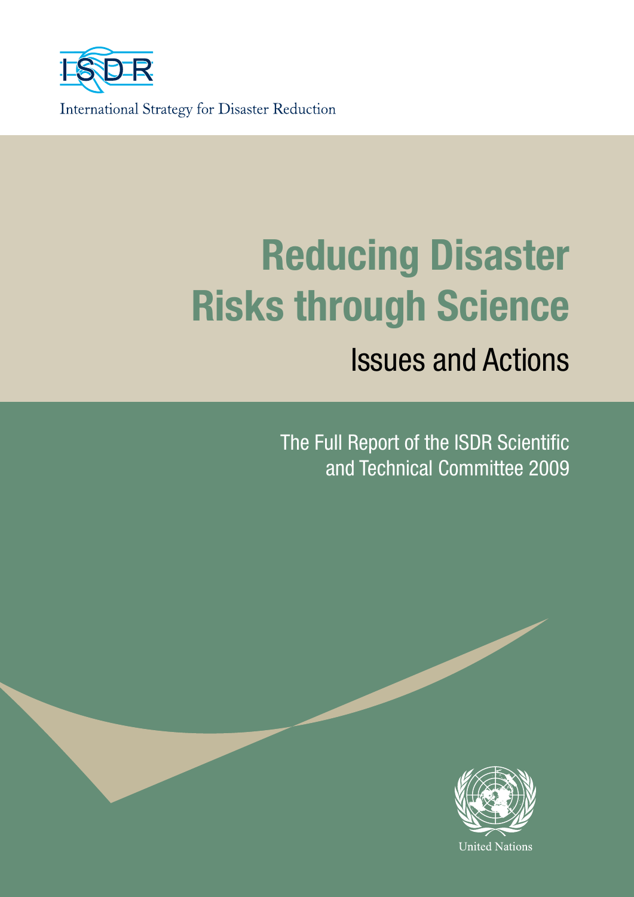ISDR

International Strategy for Disaster Reduction

# Reducing Disaster Risks through Science

## Issues and Actions

The Full Report of the ISDR Scientific and Technical Committee 2009

United Nations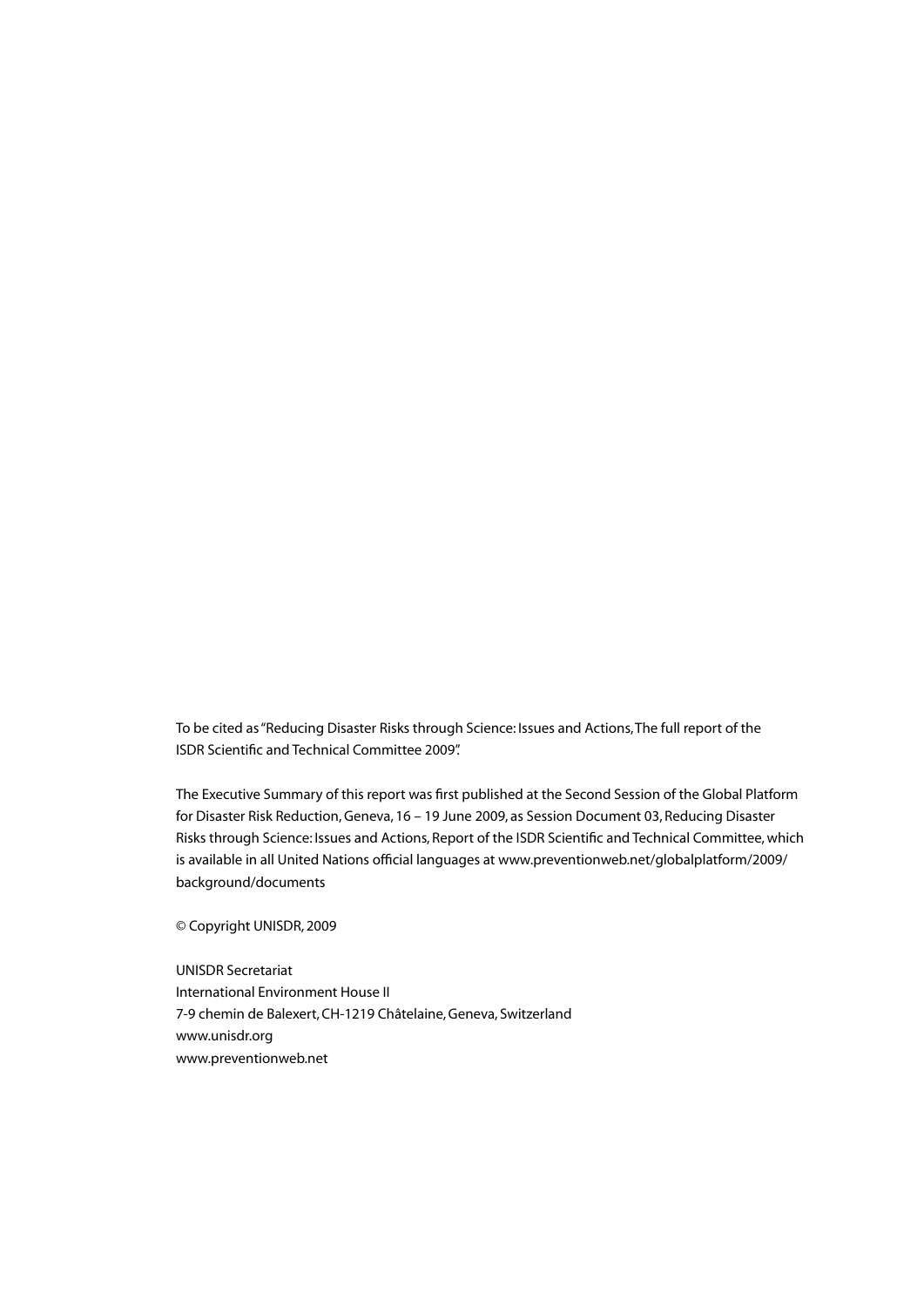To be cited as "Reducing Disaster Risks through Science: Issues and Actions, The full report of the ISDR Scientific and Technical Committee 2009".

The Executive Summary of this report was first published at the Second Session of the Global Platform for Disaster Risk Reduction, Geneva, 16 – 19 June 2009, as Session Document 03, Reducing Disaster Risks through Science: Issues and Actions, Report of the ISDR Scientific and Technical Committee, which is available in all United Nations official languages at www.preventionweb.net/globalplatform/2009/background/documents

© Copyright UNISDR, 2009

UNISDR Secretariat
International Environment House II
7-9 chemin de Balexert, CH-1219 Châtelaine, Geneva, Switzerland
www.unisdr.org
www.preventionweb.net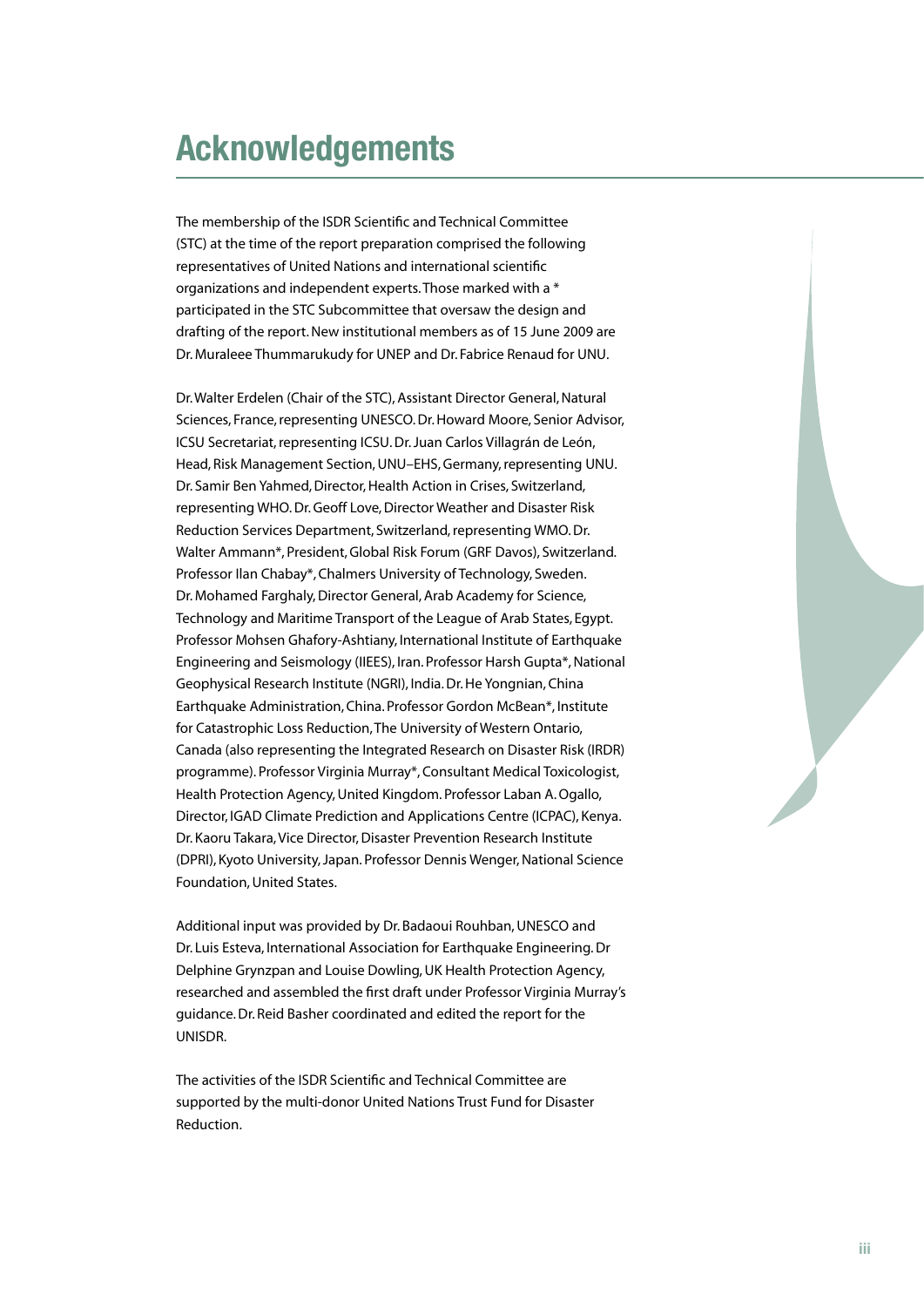# Acknowledgements

The membership of the ISDR Scientific and Technical Committee (STC) at the time of the report preparation comprised the following representatives of United Nations and international scientific organizations and independent experts. Those marked with a * participated in the STC Subcommittee that oversaw the design and drafting of the report. New institutional members as of 15 June 2009 are Dr. Muraleee Thummarukudy for UNEP and Dr. Fabrice Renaud for UNU.

Dr. Walter Erdelen (Chair of the STC), Assistant Director General, Natural Sciences, France, representing UNESCO. Dr. Howard Moore, Senior Advisor, ICSU Secretariat, representing ICSU. Dr. Juan Carlos Villagrán de León, Head, Risk Management Section, UNU–EHS, Germany, representing UNU. Dr. Samir Ben Yahmed, Director, Health Action in Crises, Switzerland, representing WHO. Dr. Geoff Love, Director Weather and Disaster Risk Reduction Services Department, Switzerland, representing WMO. Dr. Walter Ammann*, President, Global Risk Forum (GRF Davos), Switzerland. Professor Ilan Chabay*, Chalmers University of Technology, Sweden. Dr. Mohamed Farghaly, Director General, Arab Academy for Science, Technology and Maritime Transport of the League of Arab States, Egypt. Professor Mohsen Ghafory-Ashtiany, International Institute of Earthquake Engineering and Seismology (IIEES), Iran. Professor Harsh Gupta*, National Geophysical Research Institute (NGRI), India. Dr. He Yongnian, China Earthquake Administration, China. Professor Gordon McBean*, Institute for Catastrophic Loss Reduction, The University of Western Ontario, Canada (also representing the Integrated Research on Disaster Risk (IRDR) programme). Professor Virginia Murray*, Consultant Medical Toxicologist, Health Protection Agency, United Kingdom. Professor Laban A. Ogallo, Director, IGAD Climate Prediction and Applications Centre (ICPAC), Kenya. Dr. Kaoru Takara, Vice Director, Disaster Prevention Research Institute (DPRI), Kyoto University, Japan. Professor Dennis Wenger, National Science Foundation, United States.

Additional input was provided by Dr. Badaoui Rouhban, UNESCO and Dr. Luis Esteva, International Association for Earthquake Engineering. Dr Delphine Grynzpan and Louise Dowling, UK Health Protection Agency, researched and assembled the first draft under Professor Virginia Murray's guidance. Dr. Reid Basher coordinated and edited the report for the UNISDR.

The activities of the ISDR Scientific and Technical Committee are supported by the multi-donor United Nations Trust Fund for Disaster Reduction.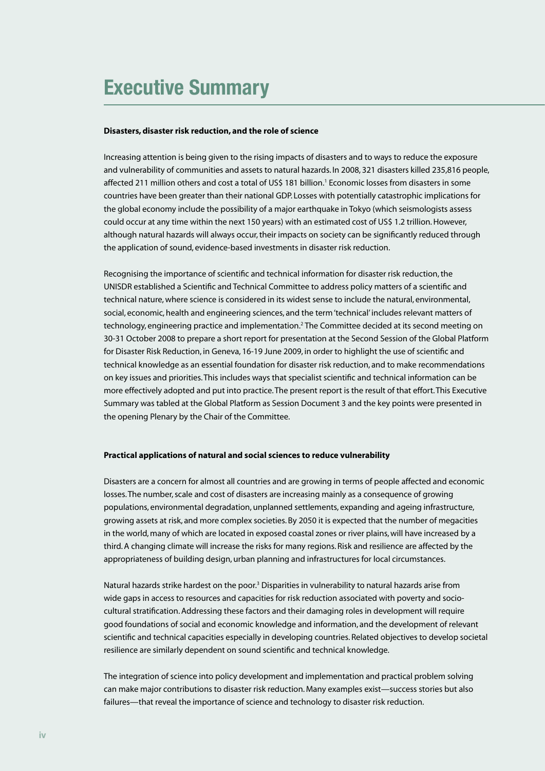# Executive Summary

**Disasters, disaster risk reduction, and the role of science**

Increasing attention is being given to the rising impacts of disasters and to ways to reduce the exposure and vulnerability of communities and assets to natural hazards. In 2008, 321 disasters killed 235,816 people, affected 211 million others and cost a total of US$ 181 billion.[1] Economic losses from disasters in some countries have been greater than their national GDP. Losses with potentially catastrophic implications for the global economy include the possibility of a major earthquake in Tokyo (which seismologists assess could occur at any time within the next 150 years) with an estimated cost of US$ 1.2 trillion. However, although natural hazards will always occur, their impacts on society can be significantly reduced through the application of sound, evidence-based investments in disaster risk reduction.

Recognising the importance of scientific and technical information for disaster risk reduction, the UNISDR established a Scientific and Technical Committee to address policy matters of a scientific and technical nature, where science is considered in its widest sense to include the natural, environmental, social, economic, health and engineering sciences, and the term 'technical' includes relevant matters of technology, engineering practice and implementation.[2] The Committee decided at its second meeting on 30-31 October 2008 to prepare a short report for presentation at the Second Session of the Global Platform for Disaster Risk Reduction, in Geneva, 16-19 June 2009, in order to highlight the use of scientific and technical knowledge as an essential foundation for disaster risk reduction, and to make recommendations on key issues and priorities. This includes ways that specialist scientific and technical information can be more effectively adopted and put into practice. The present report is the result of that effort. This Executive Summary was tabled at the Global Platform as Session Document 3 and the key points were presented in the opening Plenary by the Chair of the Committee.

**Practical applications of natural and social sciences to reduce vulnerability**

Disasters are a concern for almost all countries and are growing in terms of people affected and economic losses. The number, scale and cost of disasters are increasing mainly as a consequence of growing populations, environmental degradation, unplanned settlements, expanding and ageing infrastructure, growing assets at risk, and more complex societies. By 2050 it is expected that the number of megacities in the world, many of which are located in exposed coastal zones or river plains, will have increased by a third. A changing climate will increase the risks for many regions. Risk and resilience are affected by the appropriateness of building design, urban planning and infrastructures for local circumstances.

Natural hazards strike hardest on the poor.[3] Disparities in vulnerability to natural hazards arise from wide gaps in access to resources and capacities for risk reduction associated with poverty and socio-cultural stratification. Addressing these factors and their damaging roles in development will require good foundations of social and economic knowledge and information, and the development of relevant scientific and technical capacities especially in developing countries. Related objectives to develop societal resilience are similarly dependent on sound scientific and technical knowledge.

The integration of science into policy development and implementation and practical problem solving can make major contributions to disaster risk reduction. Many examples exist—success stories but also failures—that reveal the importance of science and technology to disaster risk reduction.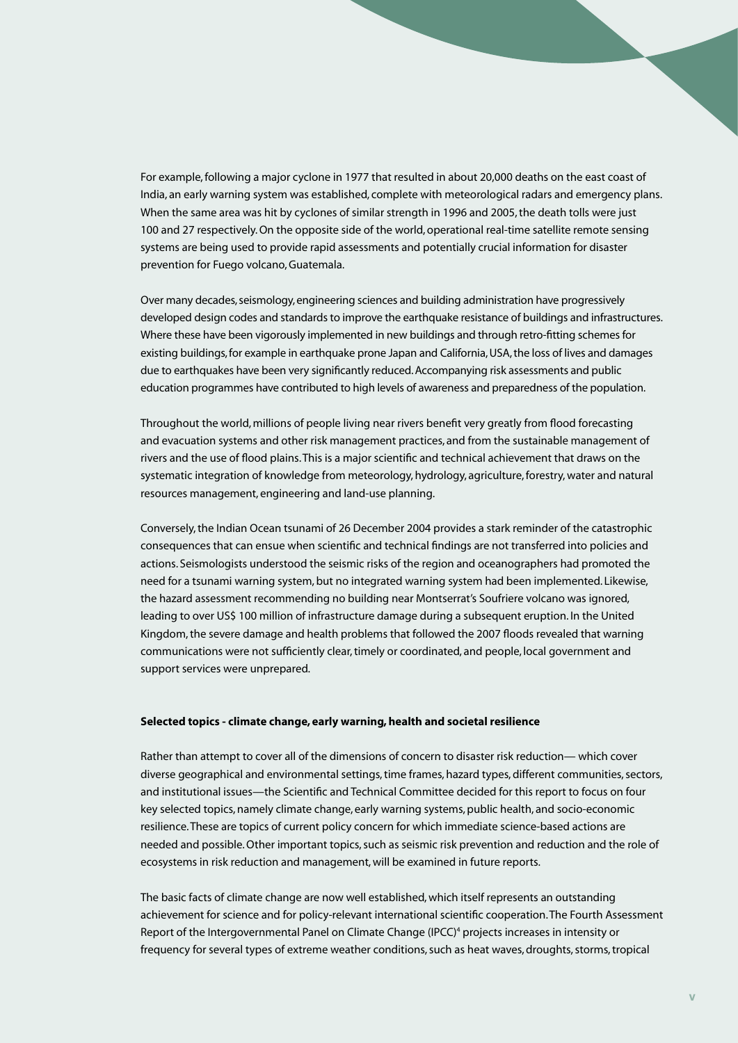For example, following a major cyclone in 1977 that resulted in about 20,000 deaths on the east coast of India, an early warning system was established, complete with meteorological radars and emergency plans. When the same area was hit by cyclones of similar strength in 1996 and 2005, the death tolls were just 100 and 27 respectively. On the opposite side of the world, operational real-time satellite remote sensing systems are being used to provide rapid assessments and potentially crucial information for disaster prevention for Fuego volcano, Guatemala.

Over many decades, seismology, engineering sciences and building administration have progressively developed design codes and standards to improve the earthquake resistance of buildings and infrastructures. Where these have been vigorously implemented in new buildings and through retro-fitting schemes for existing buildings, for example in earthquake prone Japan and California, USA, the loss of lives and damages due to earthquakes have been very significantly reduced. Accompanying risk assessments and public education programmes have contributed to high levels of awareness and preparedness of the population.

Throughout the world, millions of people living near rivers benefit very greatly from flood forecasting and evacuation systems and other risk management practices, and from the sustainable management of rivers and the use of flood plains. This is a major scientific and technical achievement that draws on the systematic integration of knowledge from meteorology, hydrology, agriculture, forestry, water and natural resources management, engineering and land-use planning.

Conversely, the Indian Ocean tsunami of 26 December 2004 provides a stark reminder of the catastrophic consequences that can ensue when scientific and technical findings are not transferred into policies and actions. Seismologists understood the seismic risks of the region and oceanographers had promoted the need for a tsunami warning system, but no integrated warning system had been implemented. Likewise, the hazard assessment recommending no building near Montserrat's Soufriere volcano was ignored, leading to over US$ 100 million of infrastructure damage during a subsequent eruption. In the United Kingdom, the severe damage and health problems that followed the 2007 floods revealed that warning communications were not sufficiently clear, timely or coordinated, and people, local government and support services were unprepared.

**Selected topics - climate change, early warning, health and societal resilience**

Rather than attempt to cover all of the dimensions of concern to disaster risk reduction— which cover diverse geographical and environmental settings, time frames, hazard types, different communities, sectors, and institutional issues—the Scientific and Technical Committee decided for this report to focus on four key selected topics, namely climate change, early warning systems, public health, and socio-economic resilience. These are topics of current policy concern for which immediate science-based actions are needed and possible. Other important topics, such as seismic risk prevention and reduction and the role of ecosystems in risk reduction and management, will be examined in future reports.

The basic facts of climate change are now well established, which itself represents an outstanding achievement for science and for policy-relevant international scientific cooperation. The Fourth Assessment Report of the Intergovernmental Panel on Climate Change (IPCC)[4] projects increases in intensity or frequency for several types of extreme weather conditions, such as heat waves, droughts, storms, tropical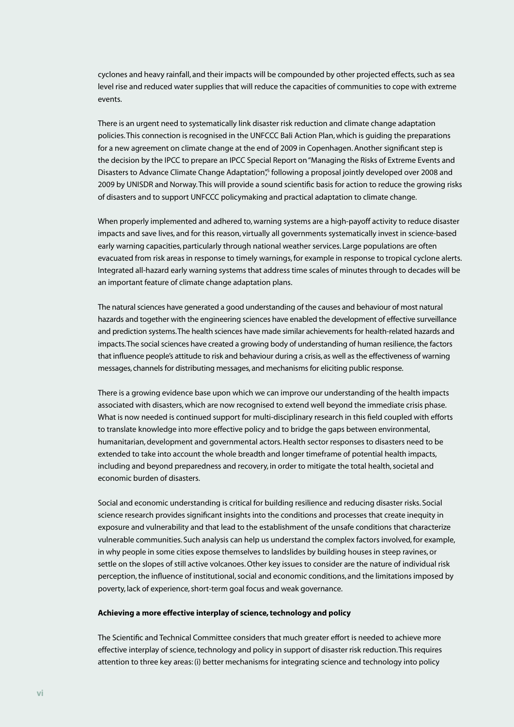cyclones and heavy rainfall, and their impacts will be compounded by other projected effects, such as sea level rise and reduced water supplies that will reduce the capacities of communities to cope with extreme events.

There is an urgent need to systematically link disaster risk reduction and climate change adaptation policies. This connection is recognised in the UNFCCC Bali Action Plan, which is guiding the preparations for a new agreement on climate change at the end of 2009 in Copenhagen. Another significant step is the decision by the IPCC to prepare an IPCC Special Report on "Managing the Risks of Extreme Events and Disasters to Advance Climate Change Adaptation",[5] following a proposal jointly developed over 2008 and 2009 by UNISDR and Norway. This will provide a sound scientific basis for action to reduce the growing risks of disasters and to support UNFCCC policymaking and practical adaptation to climate change.

When properly implemented and adhered to, warning systems are a high-payoff activity to reduce disaster impacts and save lives, and for this reason, virtually all governments systematically invest in science-based early warning capacities, particularly through national weather services. Large populations are often evacuated from risk areas in response to timely warnings, for example in response to tropical cyclone alerts. Integrated all-hazard early warning systems that address time scales of minutes through to decades will be an important feature of climate change adaptation plans.

The natural sciences have generated a good understanding of the causes and behaviour of most natural hazards and together with the engineering sciences have enabled the development of effective surveillance and prediction systems. The health sciences have made similar achievements for health-related hazards and impacts. The social sciences have created a growing body of understanding of human resilience, the factors that influence people's attitude to risk and behaviour during a crisis, as well as the effectiveness of warning messages, channels for distributing messages, and mechanisms for eliciting public response.

There is a growing evidence base upon which we can improve our understanding of the health impacts associated with disasters, which are now recognised to extend well beyond the immediate crisis phase. What is now needed is continued support for multi-disciplinary research in this field coupled with efforts to translate knowledge into more effective policy and to bridge the gaps between environmental, humanitarian, development and governmental actors. Health sector responses to disasters need to be extended to take into account the whole breadth and longer timeframe of potential health impacts, including and beyond preparedness and recovery, in order to mitigate the total health, societal and economic burden of disasters.

Social and economic understanding is critical for building resilience and reducing disaster risks. Social science research provides significant insights into the conditions and processes that create inequity in exposure and vulnerability and that lead to the establishment of the unsafe conditions that characterize vulnerable communities. Such analysis can help us understand the complex factors involved, for example, in why people in some cities expose themselves to landslides by building houses in steep ravines, or settle on the slopes of still active volcanoes. Other key issues to consider are the nature of individual risk perception, the influence of institutional, social and economic conditions, and the limitations imposed by poverty, lack of experience, short-term goal focus and weak governance.

**Achieving a more effective interplay of science, technology and policy**

The Scientific and Technical Committee considers that much greater effort is needed to achieve more effective interplay of science, technology and policy in support of disaster risk reduction. This requires attention to three key areas: (i) better mechanisms for integrating science and technology into policy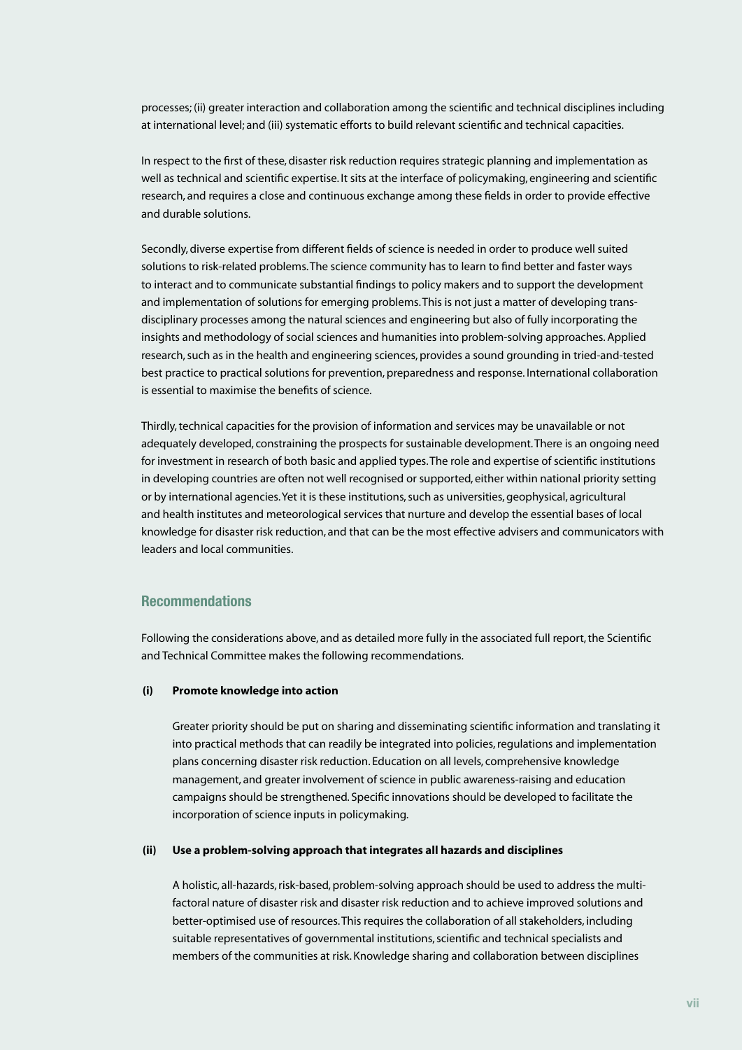processes; (ii) greater interaction and collaboration among the scientific and technical disciplines including at international level; and (iii) systematic efforts to build relevant scientific and technical capacities.

In respect to the first of these, disaster risk reduction requires strategic planning and implementation as well as technical and scientific expertise. It sits at the interface of policymaking, engineering and scientific research, and requires a close and continuous exchange among these fields in order to provide effective and durable solutions.

Secondly, diverse expertise from different fields of science is needed in order to produce well suited solutions to risk-related problems. The science community has to learn to find better and faster ways to interact and to communicate substantial findings to policy makers and to support the development and implementation of solutions for emerging problems. This is not just a matter of developing trans-disciplinary processes among the natural sciences and engineering but also of fully incorporating the insights and methodology of social sciences and humanities into problem-solving approaches. Applied research, such as in the health and engineering sciences, provides a sound grounding in tried-and-tested best practice to practical solutions for prevention, preparedness and response. International collaboration is essential to maximise the benefits of science.

Thirdly, technical capacities for the provision of information and services may be unavailable or not adequately developed, constraining the prospects for sustainable development. There is an ongoing need for investment in research of both basic and applied types. The role and expertise of scientific institutions in developing countries are often not well recognised or supported, either within national priority setting or by international agencies. Yet it is these institutions, such as universities, geophysical, agricultural and health institutes and meteorological services that nurture and develop the essential bases of local knowledge for disaster risk reduction, and that can be the most effective advisers and communicators with leaders and local communities.

## Recommendations

Following the considerations above, and as detailed more fully in the associated full report, the Scientific and Technical Committee makes the following recommendations.

**(i) Promote knowledge into action**

Greater priority should be put on sharing and disseminating scientific information and translating it into practical methods that can readily be integrated into policies, regulations and implementation plans concerning disaster risk reduction. Education on all levels, comprehensive knowledge management, and greater involvement of science in public awareness-raising and education campaigns should be strengthened. Specific innovations should be developed to facilitate the incorporation of science inputs in policymaking.

**(ii) Use a problem-solving approach that integrates all hazards and disciplines**

A holistic, all-hazards, risk-based, problem-solving approach should be used to address the multi-factoral nature of disaster risk and disaster risk reduction and to achieve improved solutions and better-optimised use of resources. This requires the collaboration of all stakeholders, including suitable representatives of governmental institutions, scientific and technical specialists and members of the communities at risk. Knowledge sharing and collaboration between disciplines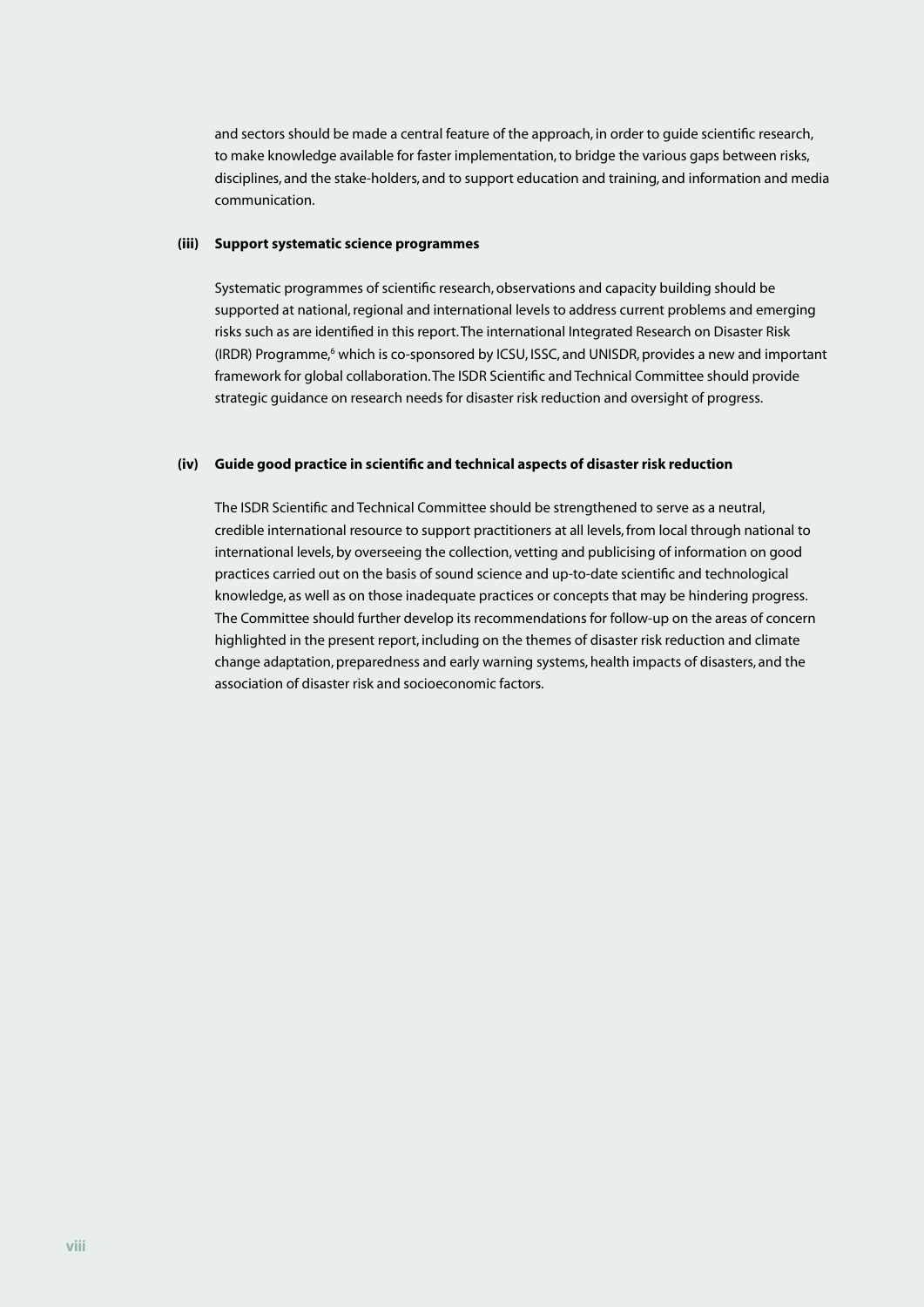and sectors should be made a central feature of the approach, in order to guide scientific research, to make knowledge available for faster implementation, to bridge the various gaps between risks, disciplines, and the stake-holders, and to support education and training, and information and media communication.

**(iii) Support systematic science programmes**

Systematic programmes of scientific research, observations and capacity building should be supported at national, regional and international levels to address current problems and emerging risks such as are identified in this report. The international Integrated Research on Disaster Risk (IRDR) Programme,[6] which is co-sponsored by ICSU, ISSC, and UNISDR, provides a new and important framework for global collaboration. The ISDR Scientific and Technical Committee should provide strategic guidance on research needs for disaster risk reduction and oversight of progress.

**(iv) Guide good practice in scientific and technical aspects of disaster risk reduction**

The ISDR Scientific and Technical Committee should be strengthened to serve as a neutral, credible international resource to support practitioners at all levels, from local through national to international levels, by overseeing the collection, vetting and publicising of information on good practices carried out on the basis of sound science and up-to-date scientific and technological knowledge, as well as on those inadequate practices or concepts that may be hindering progress. The Committee should further develop its recommendations for follow-up on the areas of concern highlighted in the present report, including on the themes of disaster risk reduction and climate change adaptation, preparedness and early warning systems, health impacts of disasters, and the association of disaster risk and socioeconomic factors.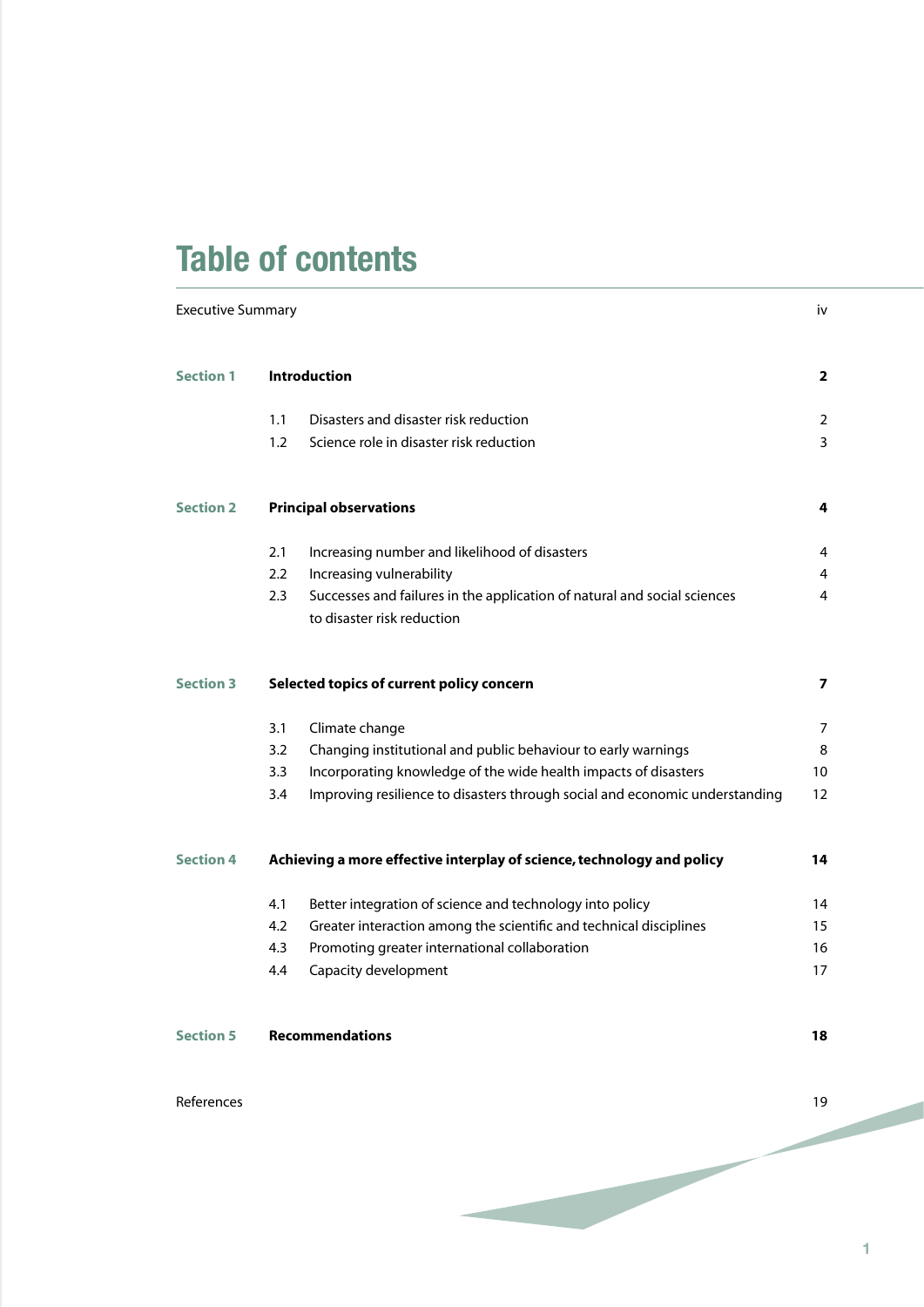# Table of contents

| | | | |
|---|---|---|---|
| Executive Summary | | | iv |
| **Section 1** | **Introduction** | | **2** |
| | 1.1 | Disasters and disaster risk reduction | 2 |
| | 1.2 | Science role in disaster risk reduction | 3 |
| **Section 2** | **Principal observations** | | **4** |
| | 2.1 | Increasing number and likelihood of disasters | 4 |
| | 2.2 | Increasing vulnerability | 4 |
| | 2.3 | Successes and failures in the application of natural and social sciences to disaster risk reduction | 4 |
| **Section 3** | **Selected topics of current policy concern** | | **7** |
| | 3.1 | Climate change | 7 |
| | 3.2 | Changing institutional and public behaviour to early warnings | 8 |
| | 3.3 | Incorporating knowledge of the wide health impacts of disasters | 10 |
| | 3.4 | Improving resilience to disasters through social and economic understanding | 12 |
| **Section 4** | **Achieving a more effective interplay of science, technology and policy** | | **14** |
| | 4.1 | Better integration of science and technology into policy | 14 |
| | 4.2 | Greater interaction among the scientific and technical disciplines | 15 |
| | 4.3 | Promoting greater international collaboration | 16 |
| | 4.4 | Capacity development | 17 |
| **Section 5** | **Recommendations** | | **18** |
| References | | | 19 |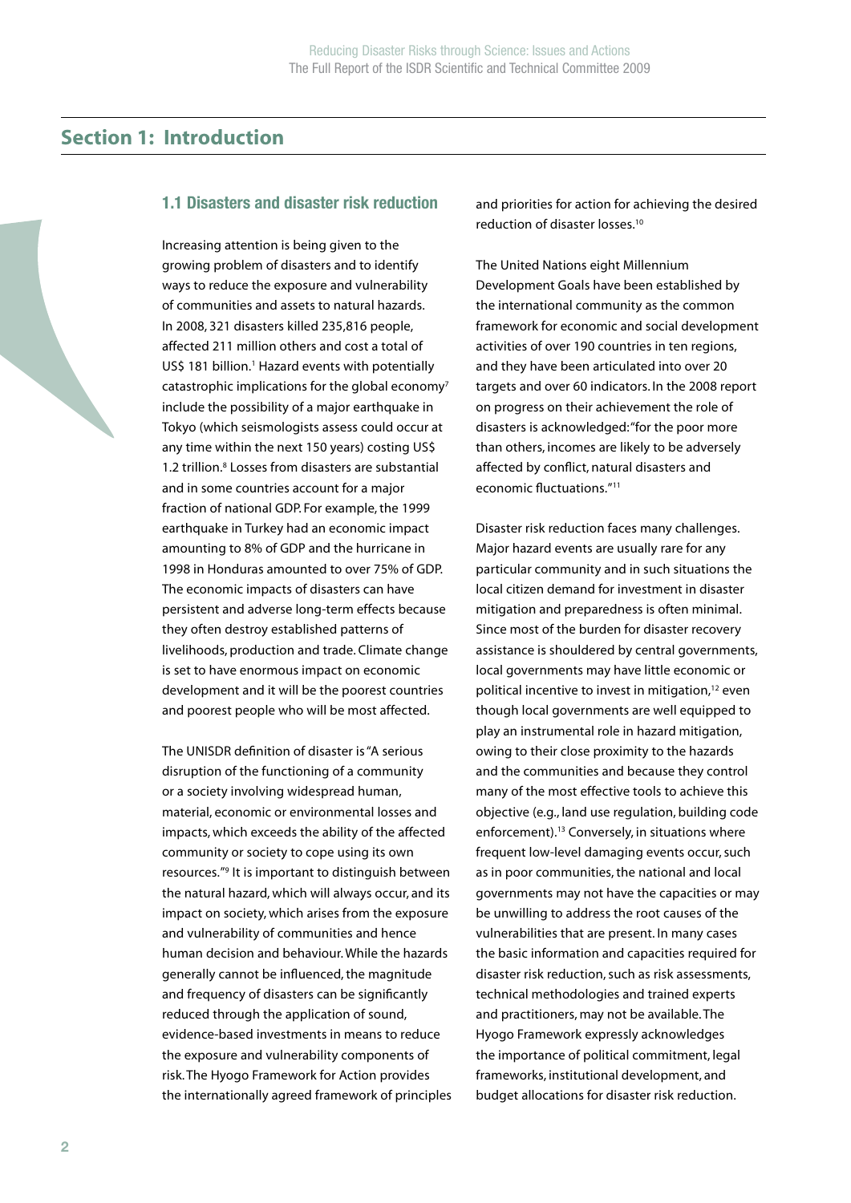# Section 1: Introduction

## 1.1 Disasters and disaster risk reduction

Increasing attention is being given to the growing problem of disasters and to identify ways to reduce the exposure and vulnerability of communities and assets to natural hazards. In 2008, 321 disasters killed 235,816 people, affected 211 million others and cost a total of US$ 181 billion.[1] Hazard events with potentially catastrophic implications for the global economy[7] include the possibility of a major earthquake in Tokyo (which seismologists assess could occur at any time within the next 150 years) costing US$ 1.2 trillion.[8] Losses from disasters are substantial and in some countries account for a major fraction of national GDP. For example, the 1999 earthquake in Turkey had an economic impact amounting to 8% of GDP and the hurricane in 1998 in Honduras amounted to over 75% of GDP. The economic impacts of disasters can have persistent and adverse long-term effects because they often destroy established patterns of livelihoods, production and trade. Climate change is set to have enormous impact on economic development and it will be the poorest countries and poorest people who will be most affected.

The UNISDR definition of disaster is "A serious disruption of the functioning of a community or a society involving widespread human, material, economic or environmental losses and impacts, which exceeds the ability of the affected community or society to cope using its own resources."[9] It is important to distinguish between the natural hazard, which will always occur, and its impact on society, which arises from the exposure and vulnerability of communities and hence human decision and behaviour. While the hazards generally cannot be influenced, the magnitude and frequency of disasters can be significantly reduced through the application of sound, evidence-based investments in means to reduce the exposure and vulnerability components of risk. The Hyogo Framework for Action provides the internationally agreed framework of principles and priorities for action for achieving the desired reduction of disaster losses.[10]

The United Nations eight Millennium Development Goals have been established by the international community as the common framework for economic and social development activities of over 190 countries in ten regions, and they have been articulated into over 20 targets and over 60 indicators. In the 2008 report on progress on their achievement the role of disasters is acknowledged: "for the poor more than others, incomes are likely to be adversely affected by conflict, natural disasters and economic fluctuations."[11]

Disaster risk reduction faces many challenges. Major hazard events are usually rare for any particular community and in such situations the local citizen demand for investment in disaster mitigation and preparedness is often minimal. Since most of the burden for disaster recovery assistance is shouldered by central governments, local governments may have little economic or political incentive to invest in mitigation,[12] even though local governments are well equipped to play an instrumental role in hazard mitigation, owing to their close proximity to the hazards and the communities and because they control many of the most effective tools to achieve this objective (e.g., land use regulation, building code enforcement).[13] Conversely, in situations where frequent low-level damaging events occur, such as in poor communities, the national and local governments may not have the capacities or may be unwilling to address the root causes of the vulnerabilities that are present. In many cases the basic information and capacities required for disaster risk reduction, such as risk assessments, technical methodologies and trained experts and practitioners, may not be available. The Hyogo Framework expressly acknowledges the importance of political commitment, legal frameworks, institutional development, and budget allocations for disaster risk reduction.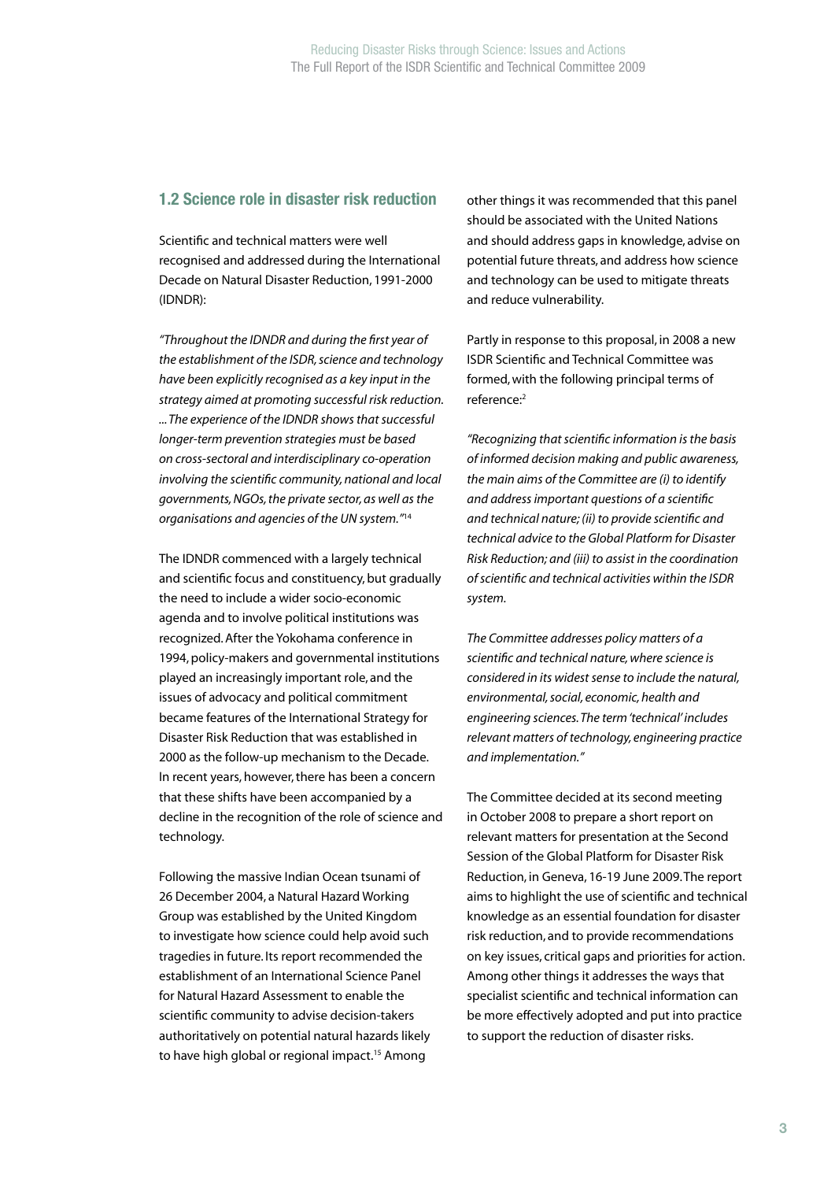## 1.2 Science role in disaster risk reduction

Scientific and technical matters were well recognised and addressed during the International Decade on Natural Disaster Reduction, 1991-2000 (IDNDR):

*"Throughout the IDNDR and during the first year of the establishment of the ISDR, science and technology have been explicitly recognised as a key input in the strategy aimed at promoting successful risk reduction. ... The experience of the IDNDR shows that successful longer-term prevention strategies must be based on cross-sectoral and interdisciplinary co-operation involving the scientific community, national and local governments, NGOs, the private sector, as well as the organisations and agencies of the UN system."*[14]

The IDNDR commenced with a largely technical and scientific focus and constituency, but gradually the need to include a wider socio-economic agenda and to involve political institutions was recognized. After the Yokohama conference in 1994, policy-makers and governmental institutions played an increasingly important role, and the issues of advocacy and political commitment became features of the International Strategy for Disaster Risk Reduction that was established in 2000 as the follow-up mechanism to the Decade. In recent years, however, there has been a concern that these shifts have been accompanied by a decline in the recognition of the role of science and technology.

Following the massive Indian Ocean tsunami of 26 December 2004, a Natural Hazard Working Group was established by the United Kingdom to investigate how science could help avoid such tragedies in future. Its report recommended the establishment of an International Science Panel for Natural Hazard Assessment to enable the scientific community to advise decision-takers authoritatively on potential natural hazards likely to have high global or regional impact.[15] Among other things it was recommended that this panel should be associated with the United Nations and should address gaps in knowledge, advise on potential future threats, and address how science and technology can be used to mitigate threats and reduce vulnerability.

Partly in response to this proposal, in 2008 a new ISDR Scientific and Technical Committee was formed, with the following principal terms of reference:[2]

*"Recognizing that scientific information is the basis of informed decision making and public awareness, the main aims of the Committee are (i) to identify and address important questions of a scientific and technical nature; (ii) to provide scientific and technical advice to the Global Platform for Disaster Risk Reduction; and (iii) to assist in the coordination of scientific and technical activities within the ISDR system.*

*The Committee addresses policy matters of a scientific and technical nature, where science is considered in its widest sense to include the natural, environmental, social, economic, health and engineering sciences. The term 'technical' includes relevant matters of technology, engineering practice and implementation."*

The Committee decided at its second meeting in October 2008 to prepare a short report on relevant matters for presentation at the Second Session of the Global Platform for Disaster Risk Reduction, in Geneva, 16-19 June 2009. The report aims to highlight the use of scientific and technical knowledge as an essential foundation for disaster risk reduction, and to provide recommendations on key issues, critical gaps and priorities for action. Among other things it addresses the ways that specialist scientific and technical information can be more effectively adopted and put into practice to support the reduction of disaster risks.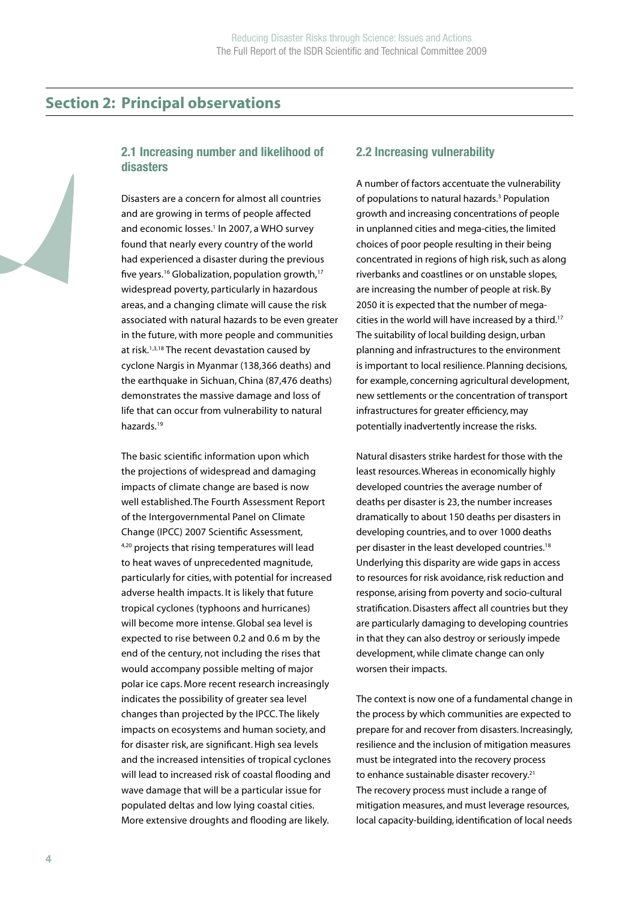## Section 2: Principal observations

### 2.1 Increasing number and likelihood of disasters

Disasters are a concern for almost all countries and are growing in terms of people affected and economic losses.[1] In 2007, a WHO survey found that nearly every country of the world had experienced a disaster during the previous five years.[16] Globalization, population growth,[17] widespread poverty, particularly in hazardous areas, and a changing climate will cause the risk associated with natural hazards to be even greater in the future, with more people and communities at risk.[1,3,18] The recent devastation caused by cyclone Nargis in Myanmar (138,366 deaths) and the earthquake in Sichuan, China (87,476 deaths) demonstrates the massive damage and loss of life that can occur from vulnerability to natural hazards.[19]

The basic scientific information upon which the projections of widespread and damaging impacts of climate change are based is now well established. The Fourth Assessment Report of the Intergovernmental Panel on Climate Change (IPCC) 2007 Scientific Assessment,[4,20] projects that rising temperatures will lead to heat waves of unprecedented magnitude, particularly for cities, with potential for increased adverse health impacts. It is likely that future tropical cyclones (typhoons and hurricanes) will become more intense. Global sea level is expected to rise between 0.2 and 0.6 m by the end of the century, not including the rises that would accompany possible melting of major polar ice caps. More recent research increasingly indicates the possibility of greater sea level changes than projected by the IPCC. The likely impacts on ecosystems and human society, and for disaster risk, are significant. High sea levels and the increased intensities of tropical cyclones will lead to increased risk of coastal flooding and wave damage that will be a particular issue for populated deltas and low lying coastal cities. More extensive droughts and flooding are likely.

### 2.2 Increasing vulnerability

A number of factors accentuate the vulnerability of populations to natural hazards.[3] Population growth and increasing concentrations of people in unplanned cities and mega-cities, the limited choices of poor people resulting in their being concentrated in regions of high risk, such as along riverbanks and coastlines or on unstable slopes, are increasing the number of people at risk. By 2050 it is expected that the number of mega-cities in the world will have increased by a third.[17] The suitability of local building design, urban planning and infrastructures to the environment is important to local resilience. Planning decisions, for example, concerning agricultural development, new settlements or the concentration of transport infrastructures for greater efficiency, may potentially inadvertently increase the risks.

Natural disasters strike hardest for those with the least resources. Whereas in economically highly developed countries the average number of deaths per disaster is 23, the number increases dramatically to about 150 deaths per disasters in developing countries, and to over 1000 deaths per disaster in the least developed countries.[18] Underlying this disparity are wide gaps in access to resources for risk avoidance, risk reduction and response, arising from poverty and socio-cultural stratification. Disasters affect all countries but they are particularly damaging to developing countries in that they can also destroy or seriously impede development, while climate change can only worsen their impacts.

The context is now one of a fundamental change in the process by which communities are expected to prepare for and recover from disasters. Increasingly, resilience and the inclusion of mitigation measures must be integrated into the recovery process to enhance sustainable disaster recovery.[21] The recovery process must include a range of mitigation measures, and must leverage resources, local capacity-building, identification of local needs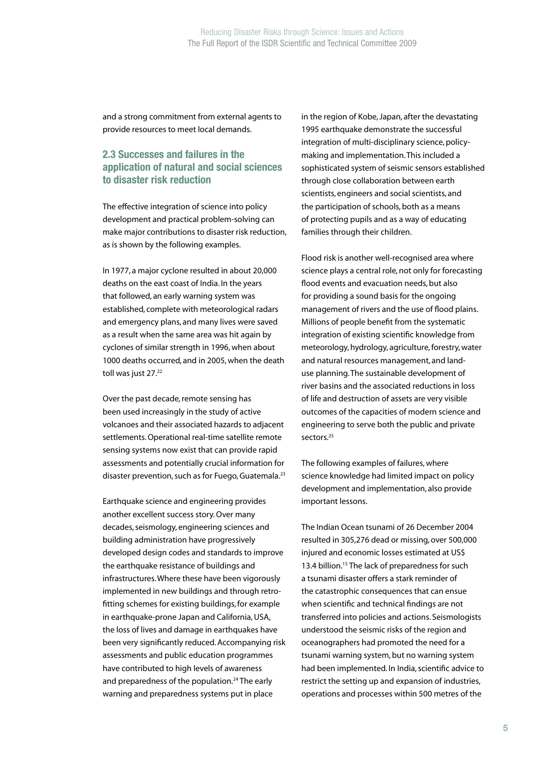and a strong commitment from external agents to provide resources to meet local demands.

### 2.3 Successes and failures in the application of natural and social sciences to disaster risk reduction

The effective integration of science into policy development and practical problem-solving can make major contributions to disaster risk reduction, as is shown by the following examples.

In 1977, a major cyclone resulted in about 20,000 deaths on the east coast of India. In the years that followed, an early warning system was established, complete with meteorological radars and emergency plans, and many lives were saved as a result when the same area was hit again by cyclones of similar strength in 1996, when about 1000 deaths occurred, and in 2005, when the death toll was just 27.[22]

Over the past decade, remote sensing has been used increasingly in the study of active volcanoes and their associated hazards to adjacent settlements. Operational real-time satellite remote sensing systems now exist that can provide rapid assessments and potentially crucial information for disaster prevention, such as for Fuego, Guatemala.[23]

Earthquake science and engineering provides another excellent success story. Over many decades, seismology, engineering sciences and building administration have progressively developed design codes and standards to improve the earthquake resistance of buildings and infrastructures. Where these have been vigorously implemented in new buildings and through retro-fitting schemes for existing buildings, for example in earthquake-prone Japan and California, USA, the loss of lives and damage in earthquakes have been very significantly reduced. Accompanying risk assessments and public education programmes have contributed to high levels of awareness and preparedness of the population.[24] The early warning and preparedness systems put in place in the region of Kobe, Japan, after the devastating 1995 earthquake demonstrate the successful integration of multi-disciplinary science, policy-making and implementation. This included a sophisticated system of seismic sensors established through close collaboration between earth scientists, engineers and social scientists, and the participation of schools, both as a means of protecting pupils and as a way of educating families through their children.

Flood risk is another well-recognised area where science plays a central role, not only for forecasting flood events and evacuation needs, but also for providing a sound basis for the ongoing management of rivers and the use of flood plains. Millions of people benefit from the systematic integration of existing scientific knowledge from meteorology, hydrology, agriculture, forestry, water and natural resources management, and land-use planning. The sustainable development of river basins and the associated reductions in loss of life and destruction of assets are very visible outcomes of the capacities of modern science and engineering to serve both the public and private sectors.[25]

The following examples of failures, where science knowledge had limited impact on policy development and implementation, also provide important lessons.

The Indian Ocean tsunami of 26 December 2004 resulted in 305,276 dead or missing, over 500,000 injured and economic losses estimated at US$ 13.4 billion.[15] The lack of preparedness for such a tsunami disaster offers a stark reminder of the catastrophic consequences that can ensue when scientific and technical findings are not transferred into policies and actions. Seismologists understood the seismic risks of the region and oceanographers had promoted the need for a tsunami warning system, but no warning system had been implemented. In India, scientific advice to restrict the setting up and expansion of industries, operations and processes within 500 metres of the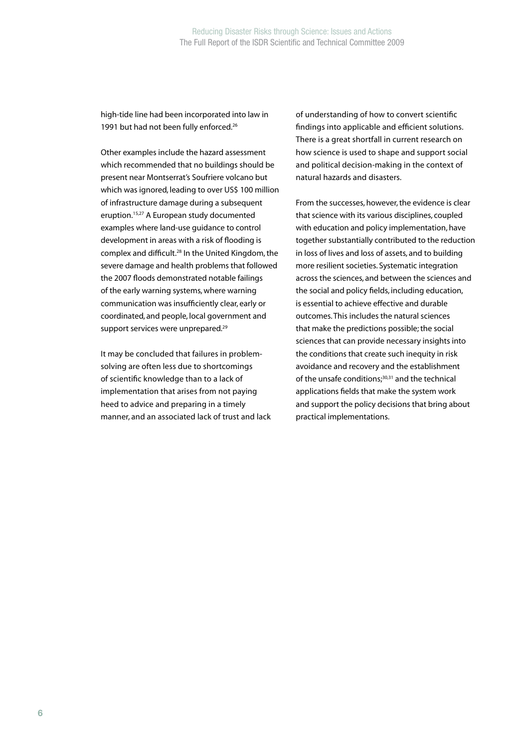high-tide line had been incorporated into law in 1991 but had not been fully enforced.[26]

Other examples include the hazard assessment which recommended that no buildings should be present near Montserrat's Soufriere volcano but which was ignored, leading to over US$ 100 million of infrastructure damage during a subsequent eruption.[15,27] A European study documented examples where land-use guidance to control development in areas with a risk of flooding is complex and difficult.[28] In the United Kingdom, the severe damage and health problems that followed the 2007 floods demonstrated notable failings of the early warning systems, where warning communication was insufficiently clear, early or coordinated, and people, local government and support services were unprepared.[29]

It may be concluded that failures in problem-solving are often less due to shortcomings of scientific knowledge than to a lack of implementation that arises from not paying heed to advice and preparing in a timely manner, and an associated lack of trust and lack of understanding of how to convert scientific findings into applicable and efficient solutions. There is a great shortfall in current research on how science is used to shape and support social and political decision-making in the context of natural hazards and disasters.

From the successes, however, the evidence is clear that science with its various disciplines, coupled with education and policy implementation, have together substantially contributed to the reduction in loss of lives and loss of assets, and to building more resilient societies. Systematic integration across the sciences, and between the sciences and the social and policy fields, including education, is essential to achieve effective and durable outcomes. This includes the natural sciences that make the predictions possible; the social sciences that can provide necessary insights into the conditions that create such inequity in risk avoidance and recovery and the establishment of the unsafe conditions;[30,31] and the technical applications fields that make the system work and support the policy decisions that bring about practical implementations.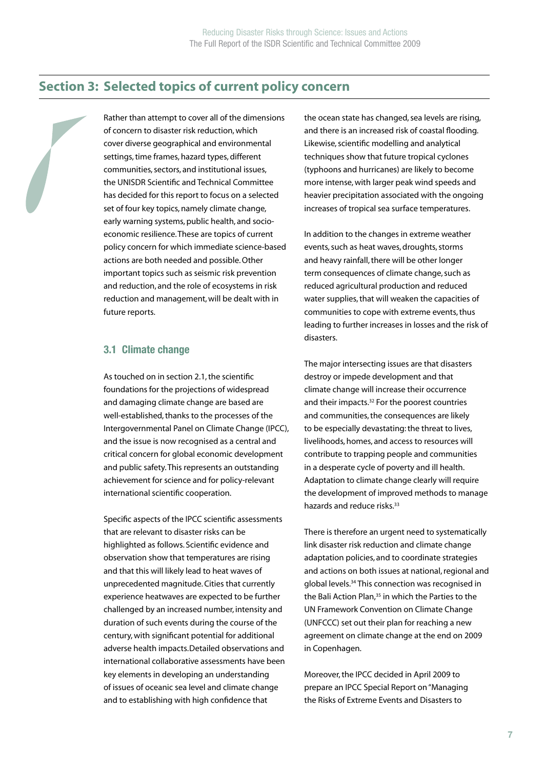## Section 3: Selected topics of current policy concern

Rather than attempt to cover all of the dimensions of concern to disaster risk reduction, which cover diverse geographical and environmental settings, time frames, hazard types, different communities, sectors, and institutional issues, the UNISDR Scientific and Technical Committee has decided for this report to focus on a selected set of four key topics, namely climate change, early warning systems, public health, and socio-economic resilience. These are topics of current policy concern for which immediate science-based actions are both needed and possible. Other important topics such as seismic risk prevention and reduction, and the role of ecosystems in risk reduction and management, will be dealt with in future reports.

### 3.1 Climate change

As touched on in section 2.1, the scientific foundations for the projections of widespread and damaging climate change are based are well-established, thanks to the processes of the Intergovernmental Panel on Climate Change (IPCC), and the issue is now recognised as a central and critical concern for global economic development and public safety. This represents an outstanding achievement for science and for policy-relevant international scientific cooperation.

Specific aspects of the IPCC scientific assessments that are relevant to disaster risks can be highlighted as follows. Scientific evidence and observation show that temperatures are rising and that this will likely lead to heat waves of unprecedented magnitude. Cities that currently experience heatwaves are expected to be further challenged by an increased number, intensity and duration of such events during the course of the century, with significant potential for additional adverse health impacts. Detailed observations and international collaborative assessments have been key elements in developing an understanding of issues of oceanic sea level and climate change and to establishing with high confidence that the ocean state has changed, sea levels are rising, and there is an increased risk of coastal flooding. Likewise, scientific modelling and analytical techniques show that future tropical cyclones (typhoons and hurricanes) are likely to become more intense, with larger peak wind speeds and heavier precipitation associated with the ongoing increases of tropical sea surface temperatures.

In addition to the changes in extreme weather events, such as heat waves, droughts, storms and heavy rainfall, there will be other longer term consequences of climate change, such as reduced agricultural production and reduced water supplies, that will weaken the capacities of communities to cope with extreme events, thus leading to further increases in losses and the risk of disasters.

The major intersecting issues are that disasters destroy or impede development and that climate change will increase their occurrence and their impacts.[32] For the poorest countries and communities, the consequences are likely to be especially devastating: the threat to lives, livelihoods, homes, and access to resources will contribute to trapping people and communities in a desperate cycle of poverty and ill health. Adaptation to climate change clearly will require the development of improved methods to manage hazards and reduce risks.[33]

There is therefore an urgent need to systematically link disaster risk reduction and climate change adaptation policies, and to coordinate strategies and actions on both issues at national, regional and global levels.[34] This connection was recognised in the Bali Action Plan,[35] in which the Parties to the UN Framework Convention on Climate Change (UNFCCC) set out their plan for reaching a new agreement on climate change at the end on 2009 in Copenhagen.

Moreover, the IPCC decided in April 2009 to prepare an IPCC Special Report on "Managing the Risks of Extreme Events and Disasters to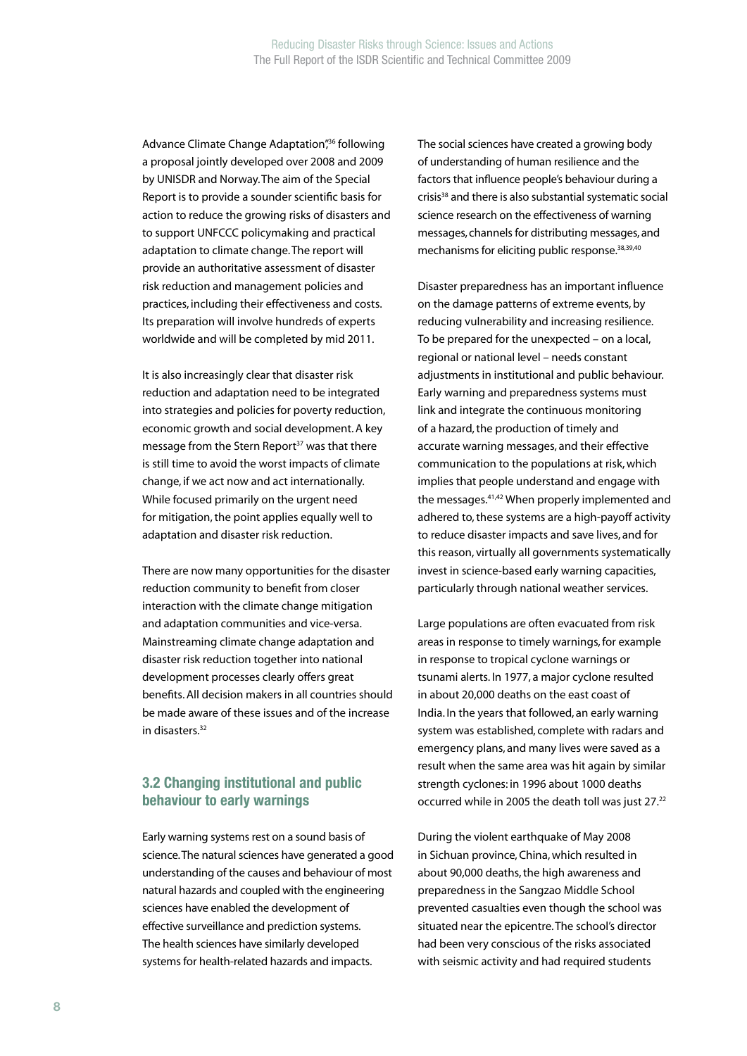Advance Climate Change Adaptation",[36] following a proposal jointly developed over 2008 and 2009 by UNISDR and Norway. The aim of the Special Report is to provide a sounder scientific basis for action to reduce the growing risks of disasters and to support UNFCCC policymaking and practical adaptation to climate change. The report will provide an authoritative assessment of disaster risk reduction and management policies and practices, including their effectiveness and costs. Its preparation will involve hundreds of experts worldwide and will be completed by mid 2011.

It is also increasingly clear that disaster risk reduction and adaptation need to be integrated into strategies and policies for poverty reduction, economic growth and social development. A key message from the Stern Report[37] was that there is still time to avoid the worst impacts of climate change, if we act now and act internationally. While focused primarily on the urgent need for mitigation, the point applies equally well to adaptation and disaster risk reduction.

There are now many opportunities for the disaster reduction community to benefit from closer interaction with the climate change mitigation and adaptation communities and vice-versa. Mainstreaming climate change adaptation and disaster risk reduction together into national development processes clearly offers great benefits. All decision makers in all countries should be made aware of these issues and of the increase in disasters.[32]

## 3.2 Changing institutional and public behaviour to early warnings

Early warning systems rest on a sound basis of science. The natural sciences have generated a good understanding of the causes and behaviour of most natural hazards and coupled with the engineering sciences have enabled the development of effective surveillance and prediction systems. The health sciences have similarly developed systems for health-related hazards and impacts.

The social sciences have created a growing body of understanding of human resilience and the factors that influence people's behaviour during a crisis[38] and there is also substantial systematic social science research on the effectiveness of warning messages, channels for distributing messages, and mechanisms for eliciting public response.[38,39,40]

Disaster preparedness has an important influence on the damage patterns of extreme events, by reducing vulnerability and increasing resilience. To be prepared for the unexpected – on a local, regional or national level – needs constant adjustments in institutional and public behaviour. Early warning and preparedness systems must link and integrate the continuous monitoring of a hazard, the production of timely and accurate warning messages, and their effective communication to the populations at risk, which implies that people understand and engage with the messages.[41,42] When properly implemented and adhered to, these systems are a high-payoff activity to reduce disaster impacts and save lives, and for this reason, virtually all governments systematically invest in science-based early warning capacities, particularly through national weather services.

Large populations are often evacuated from risk areas in response to timely warnings, for example in response to tropical cyclone warnings or tsunami alerts. In 1977, a major cyclone resulted in about 20,000 deaths on the east coast of India. In the years that followed, an early warning system was established, complete with radars and emergency plans, and many lives were saved as a result when the same area was hit again by similar strength cyclones: in 1996 about 1000 deaths occurred while in 2005 the death toll was just 27.[22]

During the violent earthquake of May 2008 in Sichuan province, China, which resulted in about 90,000 deaths, the high awareness and preparedness in the Sangzao Middle School prevented casualties even though the school was situated near the epicentre. The school's director had been very conscious of the risks associated with seismic activity and had required students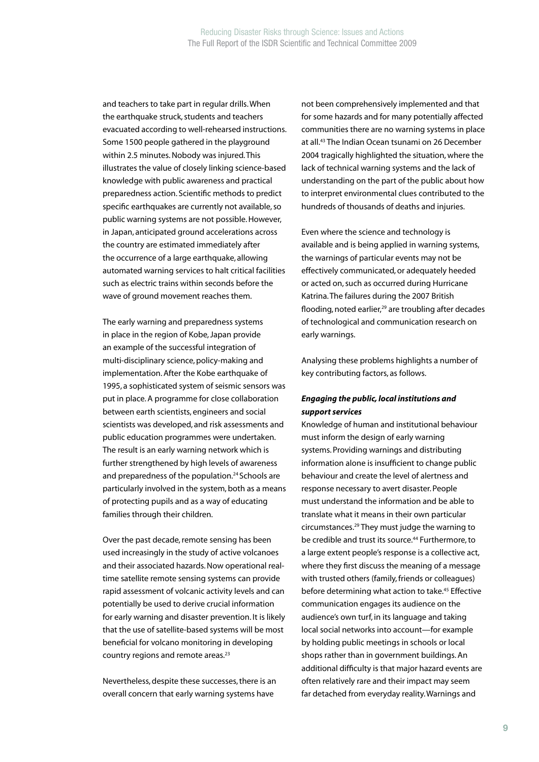and teachers to take part in regular drills. When the earthquake struck, students and teachers evacuated according to well-rehearsed instructions. Some 1500 people gathered in the playground within 2.5 minutes. Nobody was injured. This illustrates the value of closely linking science-based knowledge with public awareness and practical preparedness action. Scientific methods to predict specific earthquakes are currently not available, so public warning systems are not possible. However, in Japan, anticipated ground accelerations across the country are estimated immediately after the occurrence of a large earthquake, allowing automated warning services to halt critical facilities such as electric trains within seconds before the wave of ground movement reaches them.

The early warning and preparedness systems in place in the region of Kobe, Japan provide an example of the successful integration of multi-disciplinary science, policy-making and implementation. After the Kobe earthquake of 1995, a sophisticated system of seismic sensors was put in place. A programme for close collaboration between earth scientists, engineers and social scientists was developed, and risk assessments and public education programmes were undertaken. The result is an early warning network which is further strengthened by high levels of awareness and preparedness of the population.[24] Schools are particularly involved in the system, both as a means of protecting pupils and as a way of educating families through their children.

Over the past decade, remote sensing has been used increasingly in the study of active volcanoes and their associated hazards. Now operational real-time satellite remote sensing systems can provide rapid assessment of volcanic activity levels and can potentially be used to derive crucial information for early warning and disaster prevention. It is likely that the use of satellite-based systems will be most beneficial for volcano monitoring in developing country regions and remote areas.[23]

Nevertheless, despite these successes, there is an overall concern that early warning systems have not been comprehensively implemented and that for some hazards and for many potentially affected communities there are no warning systems in place at all.[43] The Indian Ocean tsunami on 26 December 2004 tragically highlighted the situation, where the lack of technical warning systems and the lack of understanding on the part of the public about how to interpret environmental clues contributed to the hundreds of thousands of deaths and injuries.

Even where the science and technology is available and is being applied in warning systems, the warnings of particular events may not be effectively communicated, or adequately heeded or acted on, such as occurred during Hurricane Katrina. The failures during the 2007 British flooding, noted earlier,[29] are troubling after decades of technological and communication research on early warnings.

Analysing these problems highlights a number of key contributing factors, as follows.

***Engaging the public, local institutions and support services***

Knowledge of human and institutional behaviour must inform the design of early warning systems. Providing warnings and distributing information alone is insufficient to change public behaviour and create the level of alertness and response necessary to avert disaster. People must understand the information and be able to translate what it means in their own particular circumstances.[29] They must judge the warning to be credible and trust its source.[44] Furthermore, to a large extent people's response is a collective act, where they first discuss the meaning of a message with trusted others (family, friends or colleagues) before determining what action to take.[45] Effective communication engages its audience on the audience's own turf, in its language and taking local social networks into account—for example by holding public meetings in schools or local shops rather than in government buildings. An additional difficulty is that major hazard events are often relatively rare and their impact may seem far detached from everyday reality. Warnings and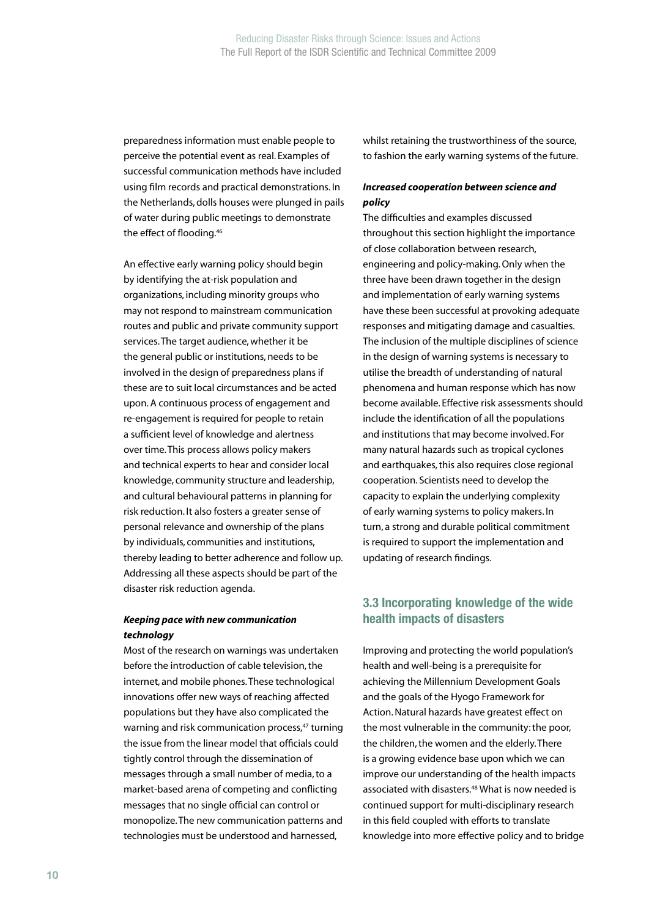preparedness information must enable people to perceive the potential event as real. Examples of successful communication methods have included using film records and practical demonstrations. In the Netherlands, dolls houses were plunged in pails of water during public meetings to demonstrate the effect of flooding.[46]

An effective early warning policy should begin by identifying the at-risk population and organizations, including minority groups who may not respond to mainstream communication routes and public and private community support services. The target audience, whether it be the general public or institutions, needs to be involved in the design of preparedness plans if these are to suit local circumstances and be acted upon. A continuous process of engagement and re-engagement is required for people to retain a sufficient level of knowledge and alertness over time. This process allows policy makers and technical experts to hear and consider local knowledge, community structure and leadership, and cultural behavioural patterns in planning for risk reduction. It also fosters a greater sense of personal relevance and ownership of the plans by individuals, communities and institutions, thereby leading to better adherence and follow up. Addressing all these aspects should be part of the disaster risk reduction agenda.

***Keeping pace with new communication technology***

Most of the research on warnings was undertaken before the introduction of cable television, the internet, and mobile phones. These technological innovations offer new ways of reaching affected populations but they have also complicated the warning and risk communication process,[47] turning the issue from the linear model that officials could tightly control through the dissemination of messages through a small number of media, to a market-based arena of competing and conflicting messages that no single official can control or monopolize. The new communication patterns and technologies must be understood and harnessed, whilst retaining the trustworthiness of the source, to fashion the early warning systems of the future.

***Increased cooperation between science and policy***

The difficulties and examples discussed throughout this section highlight the importance of close collaboration between research, engineering and policy-making. Only when the three have been drawn together in the design and implementation of early warning systems have these been successful at provoking adequate responses and mitigating damage and casualties. The inclusion of the multiple disciplines of science in the design of warning systems is necessary to utilise the breadth of understanding of natural phenomena and human response which has now become available. Effective risk assessments should include the identification of all the populations and institutions that may become involved. For many natural hazards such as tropical cyclones and earthquakes, this also requires close regional cooperation. Scientists need to develop the capacity to explain the underlying complexity of early warning systems to policy makers. In turn, a strong and durable political commitment is required to support the implementation and updating of research findings.

## 3.3 Incorporating knowledge of the wide health impacts of disasters

Improving and protecting the world population's health and well-being is a prerequisite for achieving the Millennium Development Goals and the goals of the Hyogo Framework for Action. Natural hazards have greatest effect on the most vulnerable in the community: the poor, the children, the women and the elderly. There is a growing evidence base upon which we can improve our understanding of the health impacts associated with disasters.[48] What is now needed is continued support for multi-disciplinary research in this field coupled with efforts to translate knowledge into more effective policy and to bridge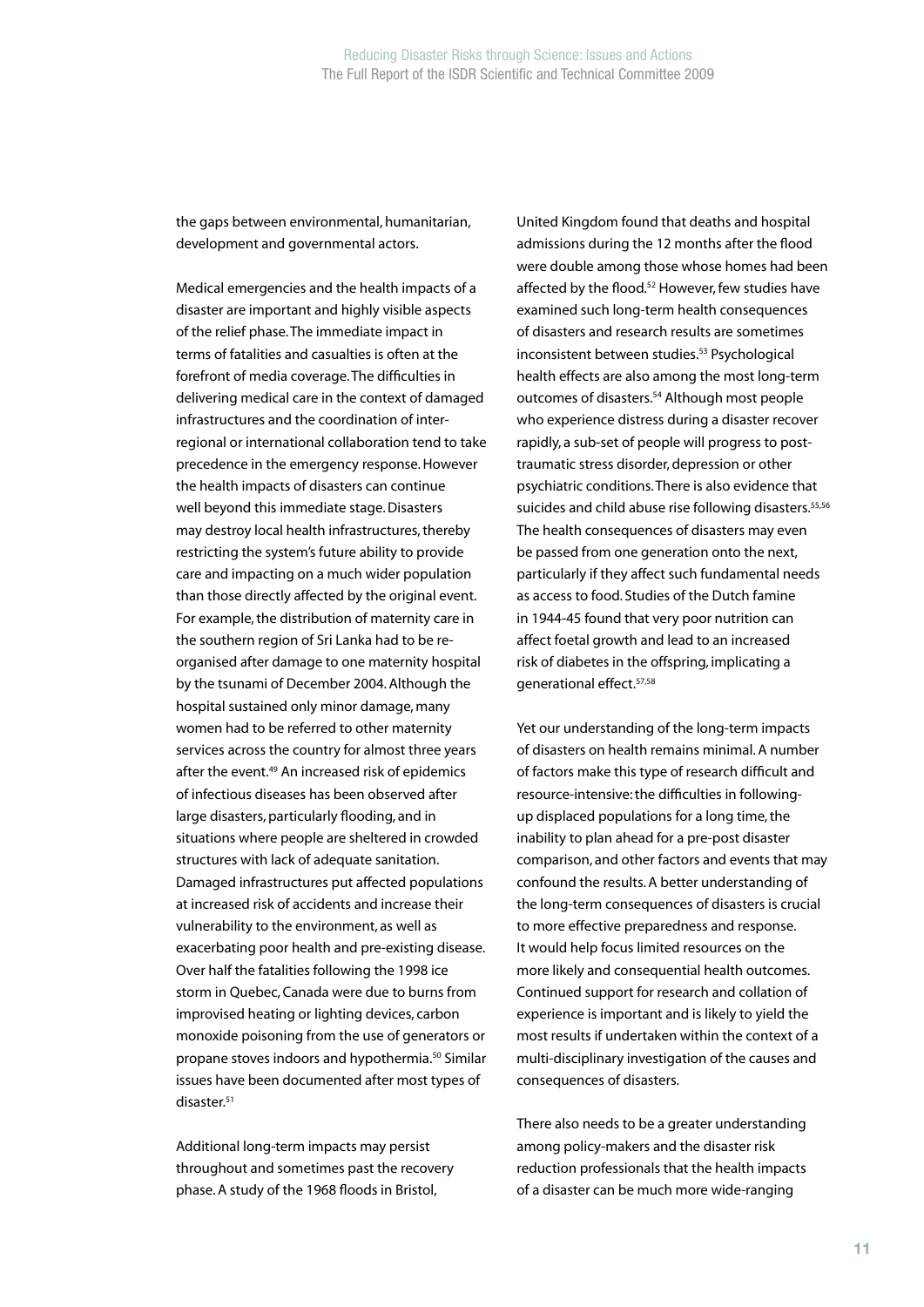the gaps between environmental, humanitarian, development and governmental actors.

Medical emergencies and the health impacts of a disaster are important and highly visible aspects of the relief phase. The immediate impact in terms of fatalities and casualties is often at the forefront of media coverage. The difficulties in delivering medical care in the context of damaged infrastructures and the coordination of inter-regional or international collaboration tend to take precedence in the emergency response. However the health impacts of disasters can continue well beyond this immediate stage. Disasters may destroy local health infrastructures, thereby restricting the system's future ability to provide care and impacting on a much wider population than those directly affected by the original event. For example, the distribution of maternity care in the southern region of Sri Lanka had to be re-organised after damage to one maternity hospital by the tsunami of December 2004. Although the hospital sustained only minor damage, many women had to be referred to other maternity services across the country for almost three years after the event.[49] An increased risk of epidemics of infectious diseases has been observed after large disasters, particularly flooding, and in situations where people are sheltered in crowded structures with lack of adequate sanitation. Damaged infrastructures put affected populations at increased risk of accidents and increase their vulnerability to the environment, as well as exacerbating poor health and pre-existing disease. Over half the fatalities following the 1998 ice storm in Quebec, Canada were due to burns from improvised heating or lighting devices, carbon monoxide poisoning from the use of generators or propane stoves indoors and hypothermia.[50] Similar issues have been documented after most types of disaster.[51]

Additional long-term impacts may persist throughout and sometimes past the recovery phase. A study of the 1968 floods in Bristol, United Kingdom found that deaths and hospital admissions during the 12 months after the flood were double among those whose homes had been affected by the flood.[52] However, few studies have examined such long-term health consequences of disasters and research results are sometimes inconsistent between studies.[53] Psychological health effects are also among the most long-term outcomes of disasters.[54] Although most people who experience distress during a disaster recover rapidly, a sub-set of people will progress to post-traumatic stress disorder, depression or other psychiatric conditions. There is also evidence that suicides and child abuse rise following disasters.[55,56] The health consequences of disasters may even be passed from one generation onto the next, particularly if they affect such fundamental needs as access to food. Studies of the Dutch famine in 1944-45 found that very poor nutrition can affect foetal growth and lead to an increased risk of diabetes in the offspring, implicating a generational effect.[57,58]

Yet our understanding of the long-term impacts of disasters on health remains minimal. A number of factors make this type of research difficult and resource-intensive: the difficulties in following-up displaced populations for a long time, the inability to plan ahead for a pre-post disaster comparison, and other factors and events that may confound the results. A better understanding of the long-term consequences of disasters is crucial to more effective preparedness and response. It would help focus limited resources on the more likely and consequential health outcomes. Continued support for research and collation of experience is important and is likely to yield the most results if undertaken within the context of a multi-disciplinary investigation of the causes and consequences of disasters.

There also needs to be a greater understanding among policy-makers and the disaster risk reduction professionals that the health impacts of a disaster can be much more wide-ranging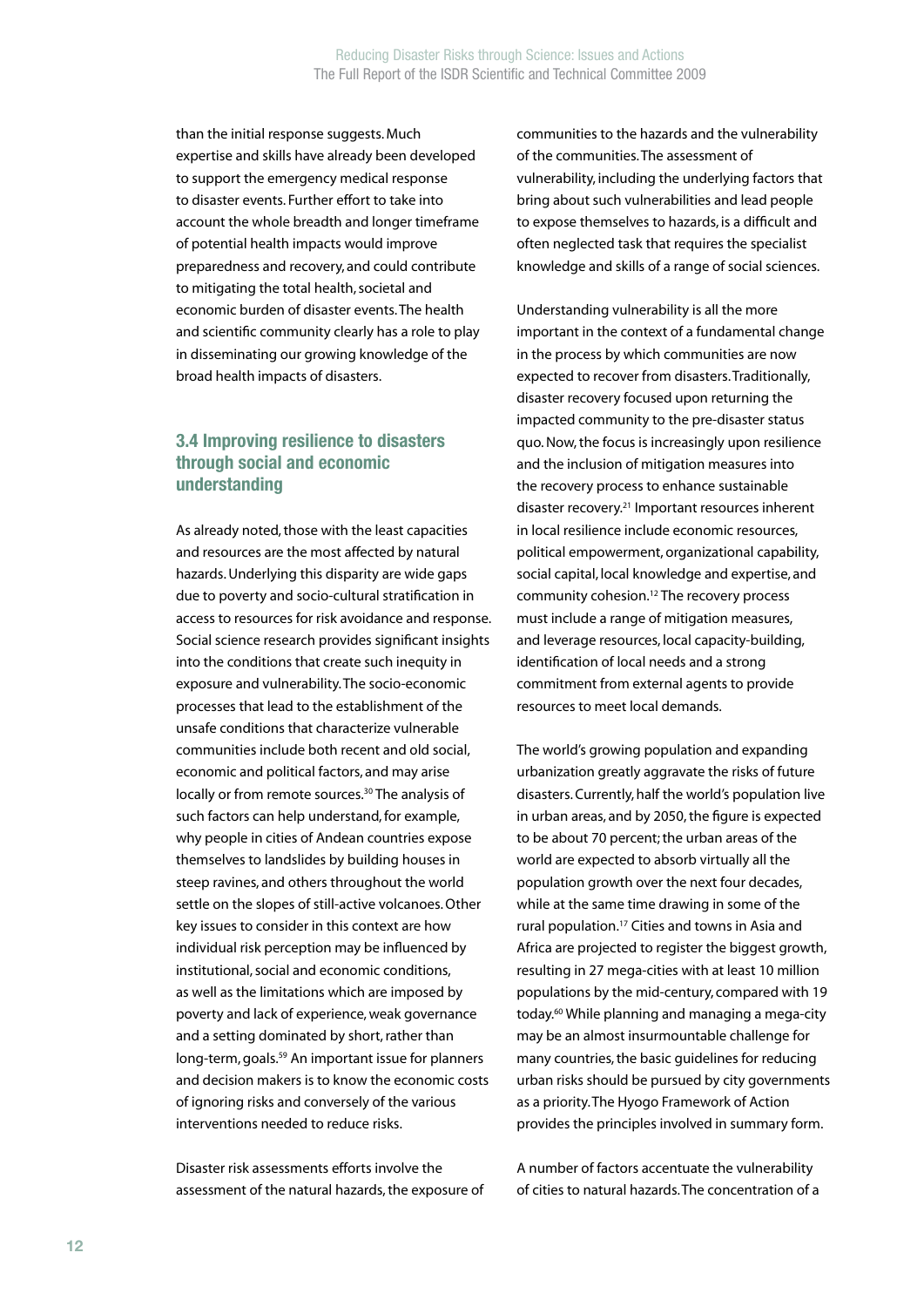than the initial response suggests. Much expertise and skills have already been developed to support the emergency medical response to disaster events. Further effort to take into account the whole breadth and longer timeframe of potential health impacts would improve preparedness and recovery, and could contribute to mitigating the total health, societal and economic burden of disaster events. The health and scientific community clearly has a role to play in disseminating our growing knowledge of the broad health impacts of disasters.

## 3.4 Improving resilience to disasters through social and economic understanding

As already noted, those with the least capacities and resources are the most affected by natural hazards. Underlying this disparity are wide gaps due to poverty and socio-cultural stratification in access to resources for risk avoidance and response. Social science research provides significant insights into the conditions that create such inequity in exposure and vulnerability. The socio-economic processes that lead to the establishment of the unsafe conditions that characterize vulnerable communities include both recent and old social, economic and political factors, and may arise locally or from remote sources.[30] The analysis of such factors can help understand, for example, why people in cities of Andean countries expose themselves to landslides by building houses in steep ravines, and others throughout the world settle on the slopes of still-active volcanoes. Other key issues to consider in this context are how individual risk perception may be influenced by institutional, social and economic conditions, as well as the limitations which are imposed by poverty and lack of experience, weak governance and a setting dominated by short, rather than long-term, goals.[59] An important issue for planners and decision makers is to know the economic costs of ignoring risks and conversely of the various interventions needed to reduce risks.

Disaster risk assessments efforts involve the assessment of the natural hazards, the exposure of communities to the hazards and the vulnerability of the communities. The assessment of vulnerability, including the underlying factors that bring about such vulnerabilities and lead people to expose themselves to hazards, is a difficult and often neglected task that requires the specialist knowledge and skills of a range of social sciences.

Understanding vulnerability is all the more important in the context of a fundamental change in the process by which communities are now expected to recover from disasters. Traditionally, disaster recovery focused upon returning the impacted community to the pre-disaster status quo. Now, the focus is increasingly upon resilience and the inclusion of mitigation measures into the recovery process to enhance sustainable disaster recovery.[21] Important resources inherent in local resilience include economic resources, political empowerment, organizational capability, social capital, local knowledge and expertise, and community cohesion.[12] The recovery process must include a range of mitigation measures, and leverage resources, local capacity-building, identification of local needs and a strong commitment from external agents to provide resources to meet local demands.

The world's growing population and expanding urbanization greatly aggravate the risks of future disasters. Currently, half the world's population live in urban areas, and by 2050, the figure is expected to be about 70 percent; the urban areas of the world are expected to absorb virtually all the population growth over the next four decades, while at the same time drawing in some of the rural population.[17] Cities and towns in Asia and Africa are projected to register the biggest growth, resulting in 27 mega-cities with at least 10 million populations by the mid-century, compared with 19 today.[60] While planning and managing a mega-city may be an almost insurmountable challenge for many countries, the basic guidelines for reducing urban risks should be pursued by city governments as a priority. The Hyogo Framework of Action provides the principles involved in summary form.

A number of factors accentuate the vulnerability of cities to natural hazards. The concentration of a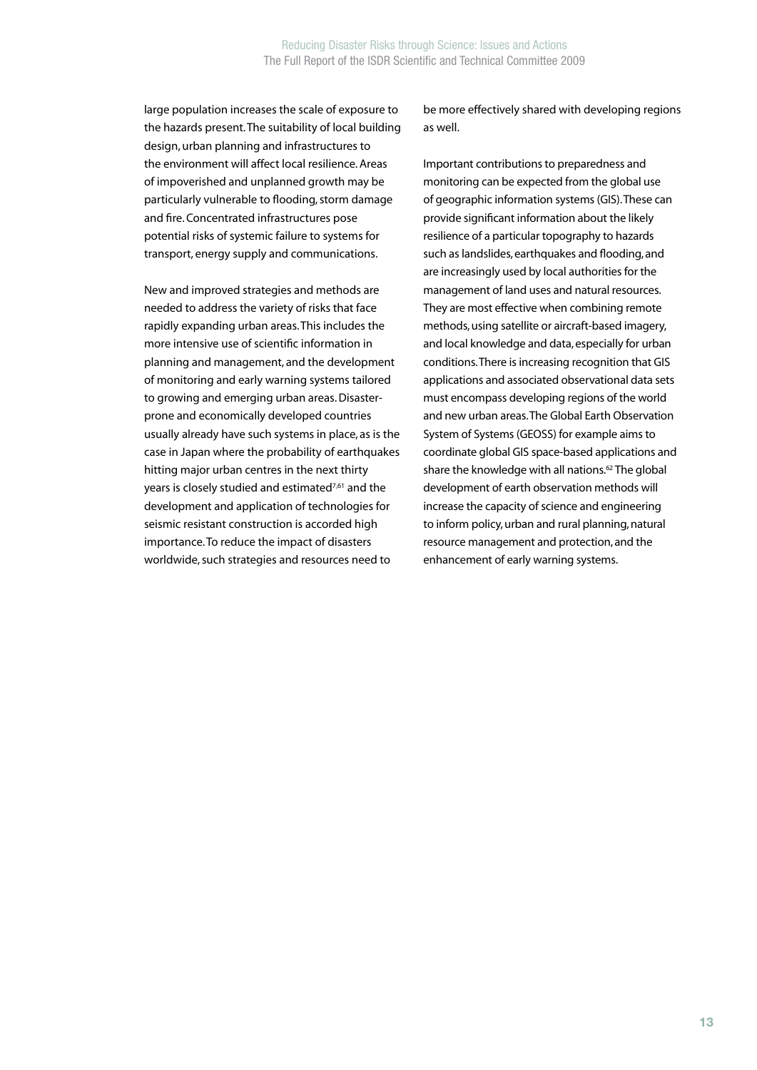large population increases the scale of exposure to the hazards present. The suitability of local building design, urban planning and infrastructures to the environment will affect local resilience. Areas of impoverished and unplanned growth may be particularly vulnerable to flooding, storm damage and fire. Concentrated infrastructures pose potential risks of systemic failure to systems for transport, energy supply and communications.

New and improved strategies and methods are needed to address the variety of risks that face rapidly expanding urban areas. This includes the more intensive use of scientific information in planning and management, and the development of monitoring and early warning systems tailored to growing and emerging urban areas. Disaster-prone and economically developed countries usually already have such systems in place, as is the case in Japan where the probability of earthquakes hitting major urban centres in the next thirty years is closely studied and estimated[7,61] and the development and application of technologies for seismic resistant construction is accorded high importance. To reduce the impact of disasters worldwide, such strategies and resources need to be more effectively shared with developing regions as well.

Important contributions to preparedness and monitoring can be expected from the global use of geographic information systems (GIS). These can provide significant information about the likely resilience of a particular topography to hazards such as landslides, earthquakes and flooding, and are increasingly used by local authorities for the management of land uses and natural resources. They are most effective when combining remote methods, using satellite or aircraft-based imagery, and local knowledge and data, especially for urban conditions. There is increasing recognition that GIS applications and associated observational data sets must encompass developing regions of the world and new urban areas. The Global Earth Observation System of Systems (GEOSS) for example aims to coordinate global GIS space-based applications and share the knowledge with all nations.[62] The global development of earth observation methods will increase the capacity of science and engineering to inform policy, urban and rural planning, natural resource management and protection, and the enhancement of early warning systems.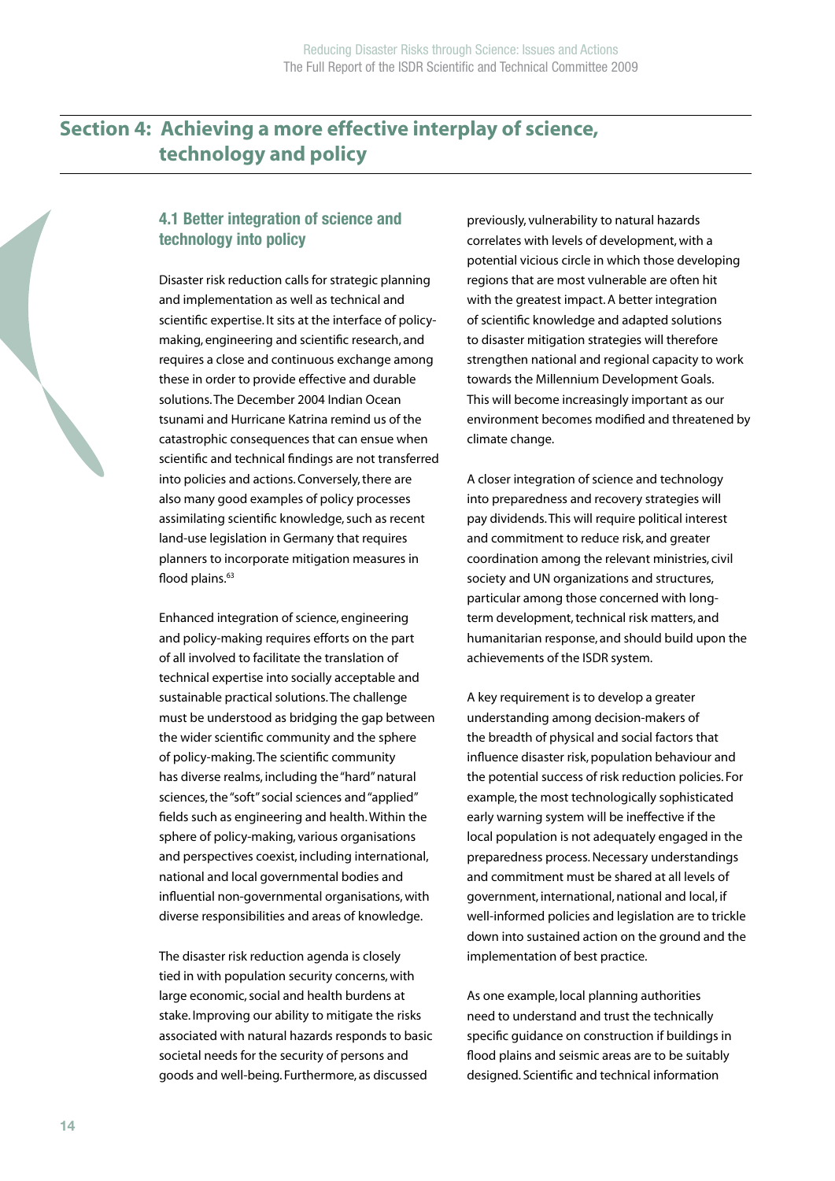# Section 4: Achieving a more effective interplay of science, technology and policy

## 4.1 Better integration of science and technology into policy

Disaster risk reduction calls for strategic planning and implementation as well as technical and scientific expertise. It sits at the interface of policy-making, engineering and scientific research, and requires a close and continuous exchange among these in order to provide effective and durable solutions. The December 2004 Indian Ocean tsunami and Hurricane Katrina remind us of the catastrophic consequences that can ensue when scientific and technical findings are not transferred into policies and actions. Conversely, there are also many good examples of policy processes assimilating scientific knowledge, such as recent land-use legislation in Germany that requires planners to incorporate mitigation measures in flood plains.[63]

Enhanced integration of science, engineering and policy-making requires efforts on the part of all involved to facilitate the translation of technical expertise into socially acceptable and sustainable practical solutions. The challenge must be understood as bridging the gap between the wider scientific community and the sphere of policy-making. The scientific community has diverse realms, including the "hard" natural sciences, the "soft" social sciences and "applied" fields such as engineering and health. Within the sphere of policy-making, various organisations and perspectives coexist, including international, national and local governmental bodies and influential non-governmental organisations, with diverse responsibilities and areas of knowledge.

The disaster risk reduction agenda is closely tied in with population security concerns, with large economic, social and health burdens at stake. Improving our ability to mitigate the risks associated with natural hazards responds to basic societal needs for the security of persons and goods and well-being. Furthermore, as discussed previously, vulnerability to natural hazards correlates with levels of development, with a potential vicious circle in which those developing regions that are most vulnerable are often hit with the greatest impact. A better integration of scientific knowledge and adapted solutions to disaster mitigation strategies will therefore strengthen national and regional capacity to work towards the Millennium Development Goals. This will become increasingly important as our environment becomes modified and threatened by climate change.

A closer integration of science and technology into preparedness and recovery strategies will pay dividends. This will require political interest and commitment to reduce risk, and greater coordination among the relevant ministries, civil society and UN organizations and structures, particular among those concerned with long-term development, technical risk matters, and humanitarian response, and should build upon the achievements of the ISDR system.

A key requirement is to develop a greater understanding among decision-makers of the breadth of physical and social factors that influence disaster risk, population behaviour and the potential success of risk reduction policies. For example, the most technologically sophisticated early warning system will be ineffective if the local population is not adequately engaged in the preparedness process. Necessary understandings and commitment must be shared at all levels of government, international, national and local, if well-informed policies and legislation are to trickle down into sustained action on the ground and the implementation of best practice.

As one example, local planning authorities need to understand and trust the technically specific guidance on construction if buildings in flood plains and seismic areas are to be suitably designed. Scientific and technical information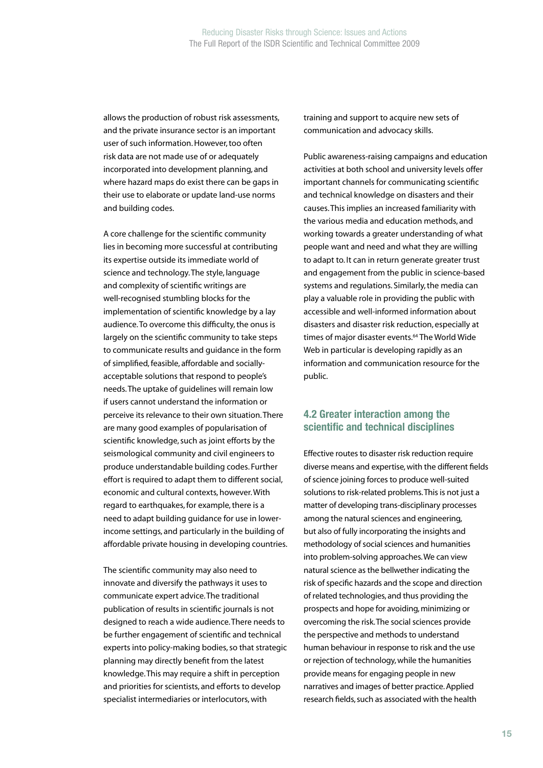allows the production of robust risk assessments, and the private insurance sector is an important user of such information. However, too often risk data are not made use of or adequately incorporated into development planning, and where hazard maps do exist there can be gaps in their use to elaborate or update land-use norms and building codes.

A core challenge for the scientific community lies in becoming more successful at contributing its expertise outside its immediate world of science and technology. The style, language and complexity of scientific writings are well-recognised stumbling blocks for the implementation of scientific knowledge by a lay audience. To overcome this difficulty, the onus is largely on the scientific community to take steps to communicate results and guidance in the form of simplified, feasible, affordable and socially-acceptable solutions that respond to people's needs. The uptake of guidelines will remain low if users cannot understand the information or perceive its relevance to their own situation. There are many good examples of popularisation of scientific knowledge, such as joint efforts by the seismological community and civil engineers to produce understandable building codes. Further effort is required to adapt them to different social, economic and cultural contexts, however. With regard to earthquakes, for example, there is a need to adapt building guidance for use in lower-income settings, and particularly in the building of affordable private housing in developing countries.

The scientific community may also need to innovate and diversify the pathways it uses to communicate expert advice. The traditional publication of results in scientific journals is not designed to reach a wide audience. There needs to be further engagement of scientific and technical experts into policy-making bodies, so that strategic planning may directly benefit from the latest knowledge. This may require a shift in perception and priorities for scientists, and efforts to develop specialist intermediaries or interlocutors, with training and support to acquire new sets of communication and advocacy skills.

Public awareness-raising campaigns and education activities at both school and university levels offer important channels for communicating scientific and technical knowledge on disasters and their causes. This implies an increased familiarity with the various media and education methods, and working towards a greater understanding of what people want and need and what they are willing to adapt to. It can in return generate greater trust and engagement from the public in science-based systems and regulations. Similarly, the media can play a valuable role in providing the public with accessible and well-informed information about disasters and disaster risk reduction, especially at times of major disaster events.[64] The World Wide Web in particular is developing rapidly as an information and communication resource for the public.

## 4.2 Greater interaction among the scientific and technical disciplines

Effective routes to disaster risk reduction require diverse means and expertise, with the different fields of science joining forces to produce well-suited solutions to risk-related problems. This is not just a matter of developing trans-disciplinary processes among the natural sciences and engineering, but also of fully incorporating the insights and methodology of social sciences and humanities into problem-solving approaches. We can view natural science as the bellwether indicating the risk of specific hazards and the scope and direction of related technologies, and thus providing the prospects and hope for avoiding, minimizing or overcoming the risk. The social sciences provide the perspective and methods to understand human behaviour in response to risk and the use or rejection of technology, while the humanities provide means for engaging people in new narratives and images of better practice. Applied research fields, such as associated with the health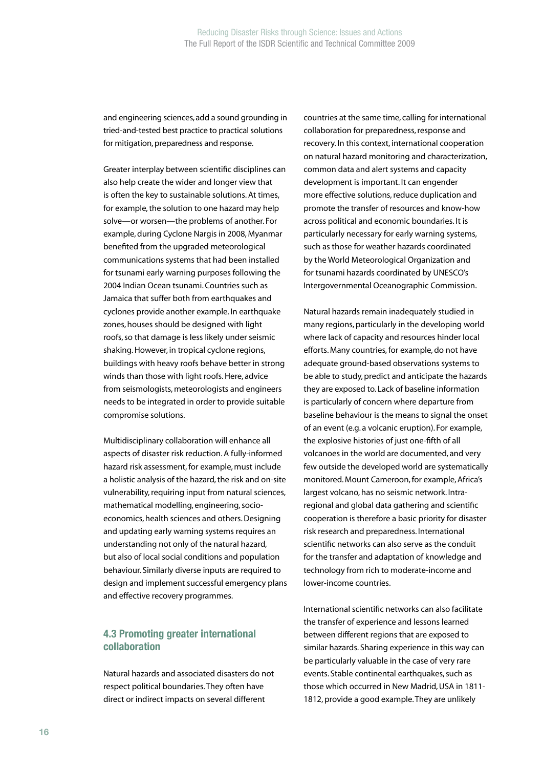and engineering sciences, add a sound grounding in tried-and-tested best practice to practical solutions for mitigation, preparedness and response.

Greater interplay between scientific disciplines can also help create the wider and longer view that is often the key to sustainable solutions. At times, for example, the solution to one hazard may help solve—or worsen—the problems of another. For example, during Cyclone Nargis in 2008, Myanmar benefited from the upgraded meteorological communications systems that had been installed for tsunami early warning purposes following the 2004 Indian Ocean tsunami. Countries such as Jamaica that suffer both from earthquakes and cyclones provide another example. In earthquake zones, houses should be designed with light roofs, so that damage is less likely under seismic shaking. However, in tropical cyclone regions, buildings with heavy roofs behave better in strong winds than those with light roofs. Here, advice from seismologists, meteorologists and engineers needs to be integrated in order to provide suitable compromise solutions.

Multidisciplinary collaboration will enhance all aspects of disaster risk reduction. A fully-informed hazard risk assessment, for example, must include a holistic analysis of the hazard, the risk and on-site vulnerability, requiring input from natural sciences, mathematical modelling, engineering, socio-economics, health sciences and others. Designing and updating early warning systems requires an understanding not only of the natural hazard, but also of local social conditions and population behaviour. Similarly diverse inputs are required to design and implement successful emergency plans and effective recovery programmes.

### 4.3 Promoting greater international collaboration

Natural hazards and associated disasters do not respect political boundaries. They often have direct or indirect impacts on several different countries at the same time, calling for international collaboration for preparedness, response and recovery. In this context, international cooperation on natural hazard monitoring and characterization, common data and alert systems and capacity development is important. It can engender more effective solutions, reduce duplication and promote the transfer of resources and know-how across political and economic boundaries. It is particularly necessary for early warning systems, such as those for weather hazards coordinated by the World Meteorological Organization and for tsunami hazards coordinated by UNESCO's Intergovernmental Oceanographic Commission.

Natural hazards remain inadequately studied in many regions, particularly in the developing world where lack of capacity and resources hinder local efforts. Many countries, for example, do not have adequate ground-based observations systems to be able to study, predict and anticipate the hazards they are exposed to. Lack of baseline information is particularly of concern where departure from baseline behaviour is the means to signal the onset of an event (e.g. a volcanic eruption). For example, the explosive histories of just one-fifth of all volcanoes in the world are documented, and very few outside the developed world are systematically monitored. Mount Cameroon, for example, Africa's largest volcano, has no seismic network. Intra-regional and global data gathering and scientific cooperation is therefore a basic priority for disaster risk research and preparedness. International scientific networks can also serve as the conduit for the transfer and adaptation of knowledge and technology from rich to moderate-income and lower-income countries.

International scientific networks can also facilitate the transfer of experience and lessons learned between different regions that are exposed to similar hazards. Sharing experience in this way can be particularly valuable in the case of very rare events. Stable continental earthquakes, such as those which occurred in New Madrid, USA in 1811-1812, provide a good example. They are unlikely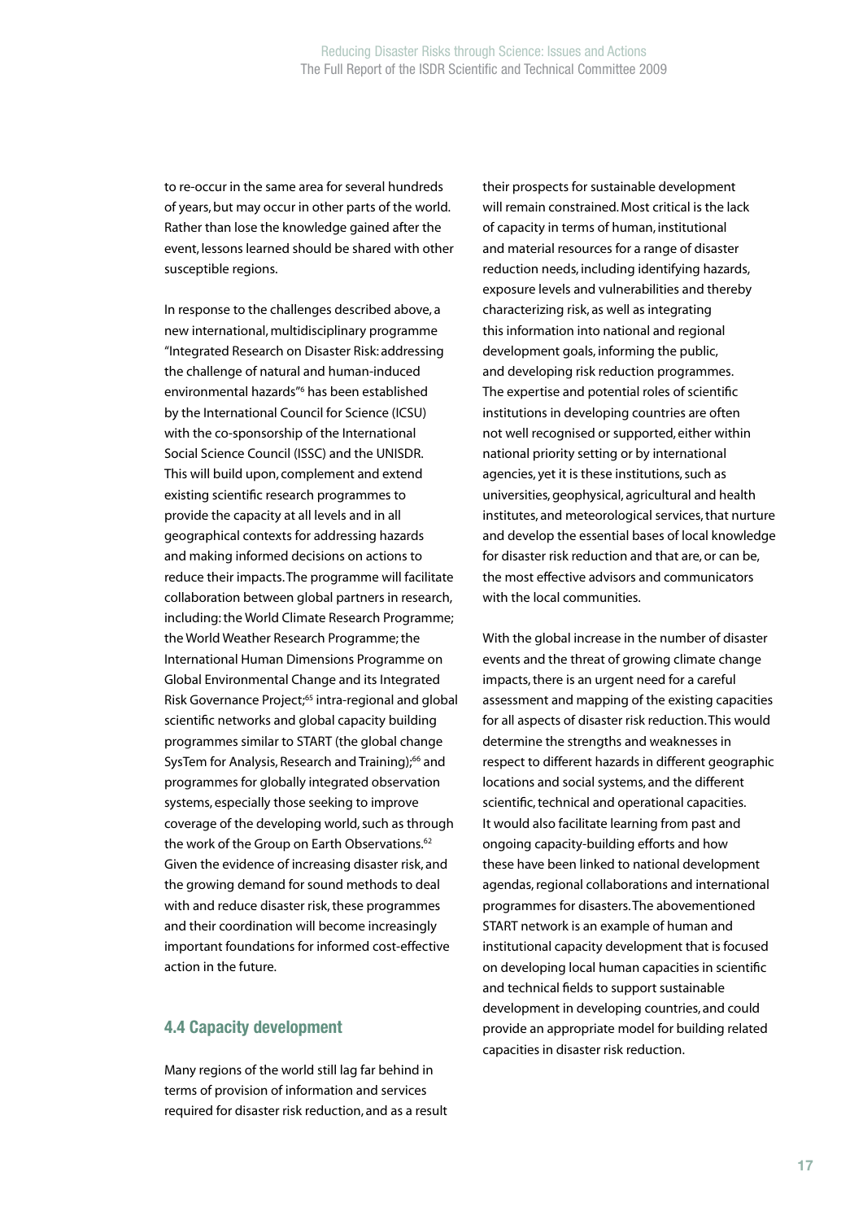to re-occur in the same area for several hundreds of years, but may occur in other parts of the world. Rather than lose the knowledge gained after the event, lessons learned should be shared with other susceptible regions.

In response to the challenges described above, a new international, multidisciplinary programme "Integrated Research on Disaster Risk: addressing the challenge of natural and human-induced environmental hazards"[6] has been established by the International Council for Science (ICSU) with the co-sponsorship of the International Social Science Council (ISSC) and the UNISDR. This will build upon, complement and extend existing scientific research programmes to provide the capacity at all levels and in all geographical contexts for addressing hazards and making informed decisions on actions to reduce their impacts. The programme will facilitate collaboration between global partners in research, including: the World Climate Research Programme; the World Weather Research Programme; the International Human Dimensions Programme on Global Environmental Change and its Integrated Risk Governance Project;[65] intra-regional and global scientific networks and global capacity building programmes similar to START (the global change SysTem for Analysis, Research and Training);[66] and programmes for globally integrated observation systems, especially those seeking to improve coverage of the developing world, such as through the work of the Group on Earth Observations.[62] Given the evidence of increasing disaster risk, and the growing demand for sound methods to deal with and reduce disaster risk, these programmes and their coordination will become increasingly important foundations for informed cost-effective action in the future.

## 4.4 Capacity development

Many regions of the world still lag far behind in terms of provision of information and services required for disaster risk reduction, and as a result their prospects for sustainable development will remain constrained. Most critical is the lack of capacity in terms of human, institutional and material resources for a range of disaster reduction needs, including identifying hazards, exposure levels and vulnerabilities and thereby characterizing risk, as well as integrating this information into national and regional development goals, informing the public, and developing risk reduction programmes. The expertise and potential roles of scientific institutions in developing countries are often not well recognised or supported, either within national priority setting or by international agencies, yet it is these institutions, such as universities, geophysical, agricultural and health institutes, and meteorological services, that nurture and develop the essential bases of local knowledge for disaster risk reduction and that are, or can be, the most effective advisors and communicators with the local communities.

With the global increase in the number of disaster events and the threat of growing climate change impacts, there is an urgent need for a careful assessment and mapping of the existing capacities for all aspects of disaster risk reduction. This would determine the strengths and weaknesses in respect to different hazards in different geographic locations and social systems, and the different scientific, technical and operational capacities. It would also facilitate learning from past and ongoing capacity-building efforts and how these have been linked to national development agendas, regional collaborations and international programmes for disasters. The abovementioned START network is an example of human and institutional capacity development that is focused on developing local human capacities in scientific and technical fields to support sustainable development in developing countries, and could provide an appropriate model for building related capacities in disaster risk reduction.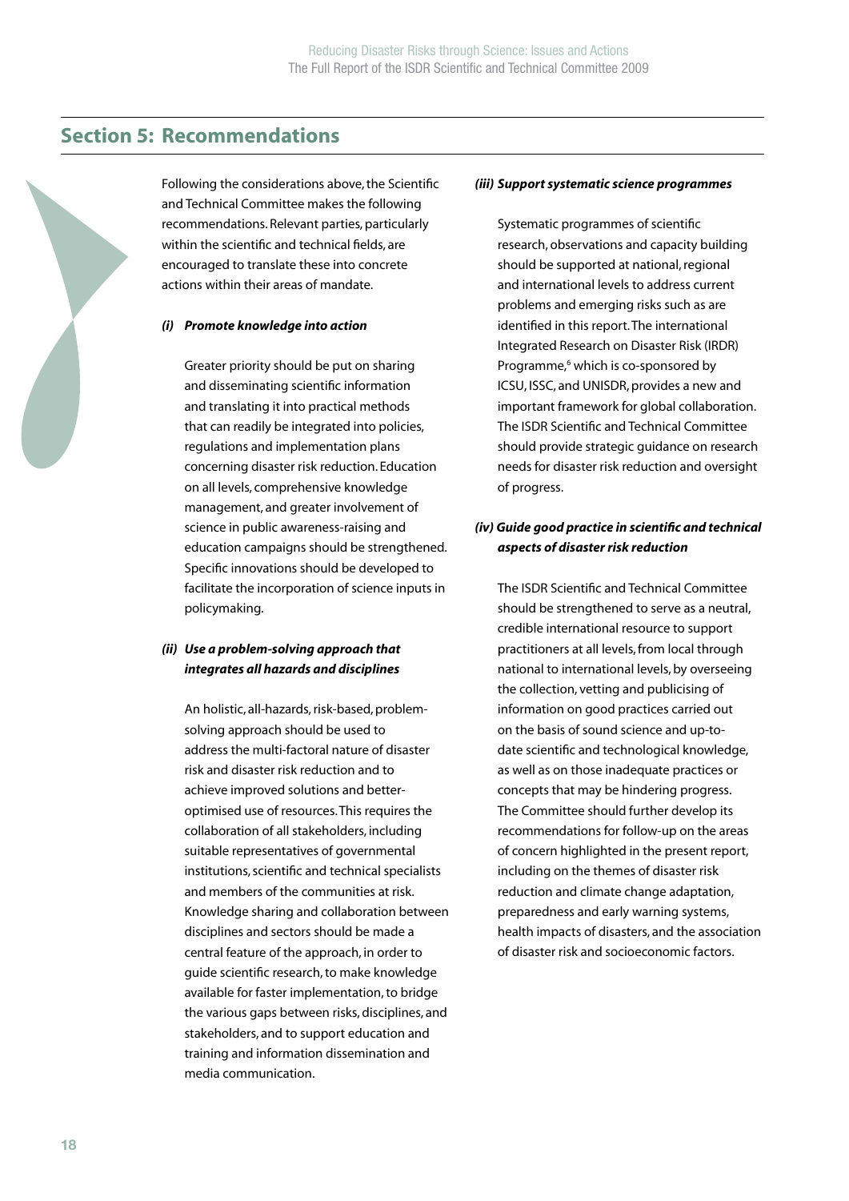## Section 5: Recommendations

Following the considerations above, the Scientific and Technical Committee makes the following recommendations. Relevant parties, particularly within the scientific and technical fields, are encouraged to translate these into concrete actions within their areas of mandate.

***(i) Promote knowledge into action***

Greater priority should be put on sharing and disseminating scientific information and translating it into practical methods that can readily be integrated into policies, regulations and implementation plans concerning disaster risk reduction. Education on all levels, comprehensive knowledge management, and greater involvement of science in public awareness-raising and education campaigns should be strengthened. Specific innovations should be developed to facilitate the incorporation of science inputs in policymaking.

***(ii) Use a problem-solving approach that integrates all hazards and disciplines***

An holistic, all-hazards, risk-based, problem-solving approach should be used to address the multi-factoral nature of disaster risk and disaster risk reduction and to achieve improved solutions and better-optimised use of resources. This requires the collaboration of all stakeholders, including suitable representatives of governmental institutions, scientific and technical specialists and members of the communities at risk. Knowledge sharing and collaboration between disciplines and sectors should be made a central feature of the approach, in order to guide scientific research, to make knowledge available for faster implementation, to bridge the various gaps between risks, disciplines, and stakeholders, and to support education and training and information dissemination and media communication.

***(iii) Support systematic science programmes***

Systematic programmes of scientific research, observations and capacity building should be supported at national, regional and international levels to address current problems and emerging risks such as are identified in this report. The international Integrated Research on Disaster Risk (IRDR) Programme,[6] which is co-sponsored by ICSU, ISSC, and UNISDR, provides a new and important framework for global collaboration. The ISDR Scientific and Technical Committee should provide strategic guidance on research needs for disaster risk reduction and oversight of progress.

***(iv) Guide good practice in scientific and technical aspects of disaster risk reduction***

The ISDR Scientific and Technical Committee should be strengthened to serve as a neutral, credible international resource to support practitioners at all levels, from local through national to international levels, by overseeing the collection, vetting and publicising of information on good practices carried out on the basis of sound science and up-to-date scientific and technological knowledge, as well as on those inadequate practices or concepts that may be hindering progress. The Committee should further develop its recommendations for follow-up on the areas of concern highlighted in the present report, including on the themes of disaster risk reduction and climate change adaptation, preparedness and early warning systems, health impacts of disasters, and the association of disaster risk and socioeconomic factors.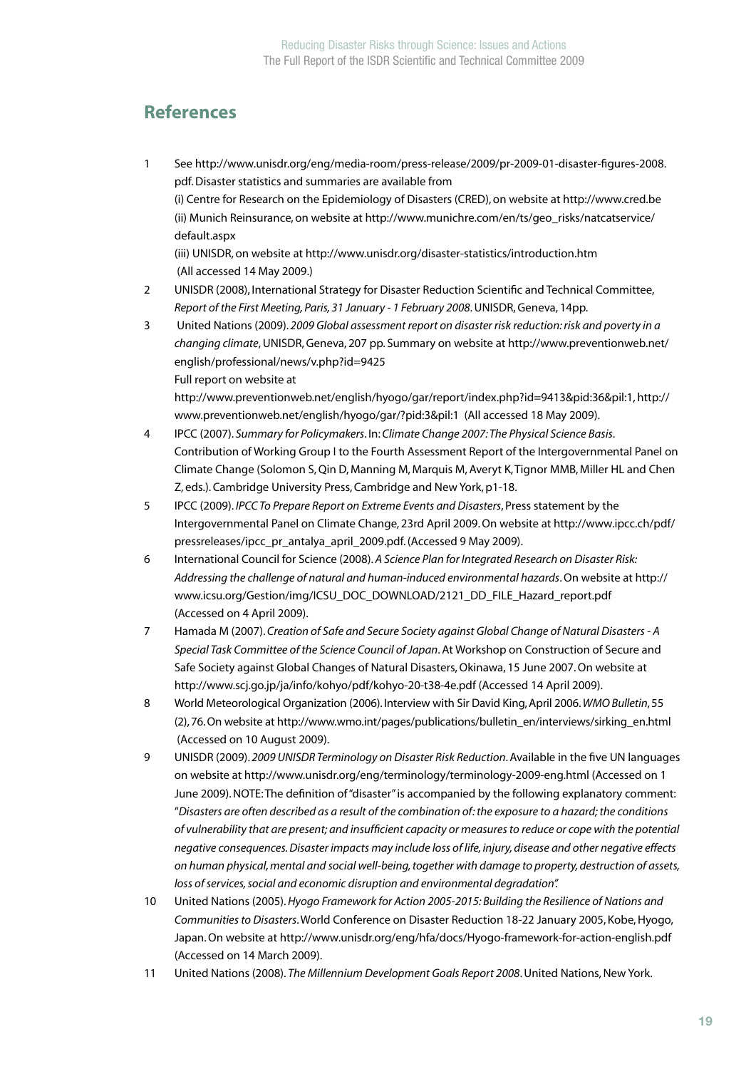## References

1. See http://www.unisdr.org/eng/media-room/press-release/2009/pr-2009-01-disaster-figures-2008.pdf. Disaster statistics and summaries are available from
   (i) Centre for Research on the Epidemiology of Disasters (CRED), on website at http://www.cred.be
   (ii) Munich Reinsurance, on website at http://www.munichre.com/en/ts/geo_risks/natcatservice/default.aspx
   (iii) UNISDR, on website at http://www.unisdr.org/disaster-statistics/introduction.htm
   (All accessed 14 May 2009.)
2. UNISDR (2008), International Strategy for Disaster Reduction Scientific and Technical Committee, *Report of the First Meeting, Paris, 31 January - 1 February 2008*. UNISDR, Geneva, 14pp.
3. United Nations (2009). *2009 Global assessment report on disaster risk reduction: risk and poverty in a changing climate*, UNISDR, Geneva, 207 pp. Summary on website at http://www.preventionweb.net/english/professional/news/v.php?id=9425
   Full report on website at
   http://www.preventionweb.net/english/hyogo/gar/report/index.php?id=9413&pid:36&pil:1, http://www.preventionweb.net/english/hyogo/gar/?pid:3&pil:1 (All accessed 18 May 2009).
4. IPCC (2007). *Summary for Policymakers*. In: *Climate Change 2007: The Physical Science Basis*. Contribution of Working Group I to the Fourth Assessment Report of the Intergovernmental Panel on Climate Change (Solomon S, Qin D, Manning M, Marquis M, Averyt K, Tignor MMB, Miller HL and Chen Z, eds.). Cambridge University Press, Cambridge and New York, p1-18.
5. IPCC (2009). *IPCC To Prepare Report on Extreme Events and Disasters*, Press statement by the Intergovernmental Panel on Climate Change, 23rd April 2009. On website at http://www.ipcc.ch/pdf/pressreleases/ipcc_pr_antalya_april_2009.pdf. (Accessed 9 May 2009).
6. International Council for Science (2008). *A Science Plan for Integrated Research on Disaster Risk: Addressing the challenge of natural and human-induced environmental hazards*. On website at http://www.icsu.org/Gestion/img/ICSU_DOC_DOWNLOAD/2121_DD_FILE_Hazard_report.pdf (Accessed on 4 April 2009).
7. Hamada M (2007). *Creation of Safe and Secure Society against Global Change of Natural Disasters - A Special Task Committee of the Science Council of Japan*. At Workshop on Construction of Secure and Safe Society against Global Changes of Natural Disasters, Okinawa, 15 June 2007. On website at http://www.scj.go.jp/ja/info/kohyo/pdf/kohyo-20-t38-4e.pdf (Accessed 14 April 2009).
8. World Meteorological Organization (2006). Interview with Sir David King, April 2006. *WMO Bulletin*, 55 (2), 76. On website at http://www.wmo.int/pages/publications/bulletin_en/interviews/sirking_en.html (Accessed on 10 August 2009).
9. UNISDR (2009). *2009 UNISDR Terminology on Disaster Risk Reduction*. Available in the five UN languages on website at http://www.unisdr.org/eng/terminology/terminology-2009-eng.html (Accessed on 1 June 2009). NOTE: The definition of "disaster" is accompanied by the following explanatory comment: "*Disasters are often described as a result of the combination of: the exposure to a hazard; the conditions of vulnerability that are present; and insufficient capacity or measures to reduce or cope with the potential negative consequences. Disaster impacts may include loss of life, injury, disease and other negative effects on human physical, mental and social well-being, together with damage to property, destruction of assets, loss of services, social and economic disruption and environmental degradation*".
10. United Nations (2005). *Hyogo Framework for Action 2005-2015: Building the Resilience of Nations and Communities to Disasters*. World Conference on Disaster Reduction 18-22 January 2005, Kobe, Hyogo, Japan. On website at http://www.unisdr.org/eng/hfa/docs/Hyogo-framework-for-action-english.pdf (Accessed on 14 March 2009).
11. United Nations (2008). *The Millennium Development Goals Report 2008*. United Nations, New York.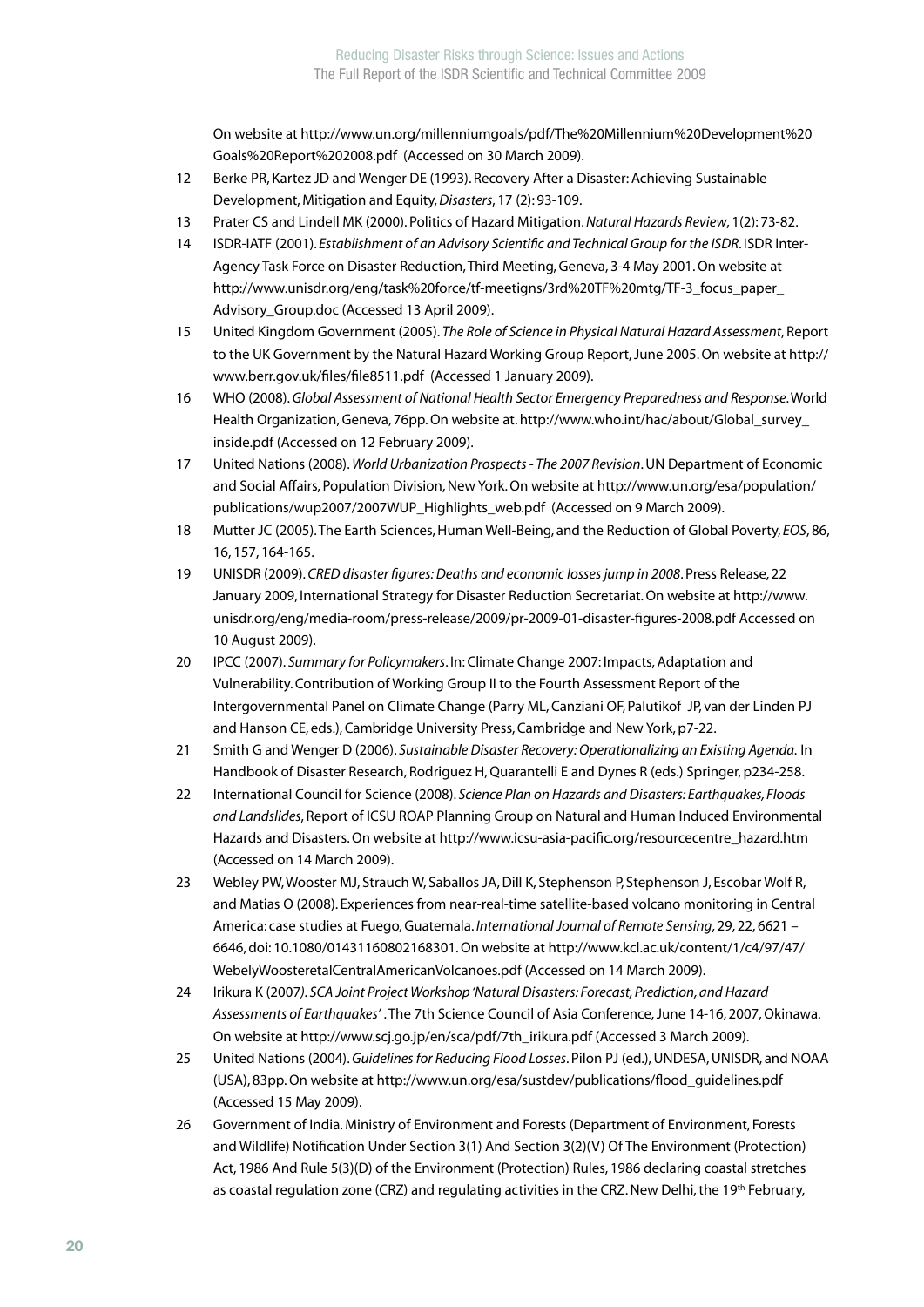On website at http://www.un.org/millenniumgoals/pdf/The%20Millennium%20Development%20Goals%20Report%202008.pdf (Accessed on 30 March 2009).

12 Berke PR, Kartez JD and Wenger DE (1993). Recovery After a Disaster: Achieving Sustainable Development, Mitigation and Equity, *Disasters*, 17 (2): 93-109.

13 Prater CS and Lindell MK (2000). Politics of Hazard Mitigation. *Natural Hazards Review*, 1(2): 73-82.

14 ISDR-IATF (2001). *Establishment of an Advisory Scientific and Technical Group for the ISDR*. ISDR Inter-Agency Task Force on Disaster Reduction, Third Meeting, Geneva, 3-4 May 2001. On website at http://www.unisdr.org/eng/task%20force/tf-meetigns/3rd%20TF%20mtg/TF-3_focus_paper_Advisory_Group.doc (Accessed 13 April 2009).

15 United Kingdom Government (2005). *The Role of Science in Physical Natural Hazard Assessment*, Report to the UK Government by the Natural Hazard Working Group Report, June 2005. On website at http://www.berr.gov.uk/files/file8511.pdf (Accessed 1 January 2009).

16 WHO (2008). *Global Assessment of National Health Sector Emergency Preparedness and Response*. World Health Organization, Geneva, 76pp. On website at. http://www.who.int/hac/about/Global_survey_inside.pdf (Accessed on 12 February 2009).

17 United Nations (2008). *World Urbanization Prospects - The 2007 Revision*. UN Department of Economic and Social Affairs, Population Division, New York. On website at http://www.un.org/esa/population/publications/wup2007/2007WUP_Highlights_web.pdf (Accessed on 9 March 2009).

18 Mutter JC (2005). The Earth Sciences, Human Well-Being, and the Reduction of Global Poverty, *EOS*, 86, 16, 157, 164-165.

19 UNISDR (2009). *CRED disaster figures: Deaths and economic losses jump in 2008*. Press Release, 22 January 2009, International Strategy for Disaster Reduction Secretariat. On website at http://www.unisdr.org/eng/media-room/press-release/2009/pr-2009-01-disaster-figures-2008.pdf Accessed on 10 August 2009).

20 IPCC (2007). *Summary for Policymakers*. In: Climate Change 2007: Impacts, Adaptation and Vulnerability. Contribution of Working Group II to the Fourth Assessment Report of the Intergovernmental Panel on Climate Change (Parry ML, Canziani OF, Palutikof JP, van der Linden PJ and Hanson CE, eds.), Cambridge University Press, Cambridge and New York, p7-22.

21 Smith G and Wenger D (2006). *Sustainable Disaster Recovery: Operationalizing an Existing Agenda.* In Handbook of Disaster Research, Rodriguez H, Quarantelli E and Dynes R (eds.) Springer, p234-258.

22 International Council for Science (2008). *Science Plan on Hazards and Disasters: Earthquakes, Floods and Landslides*, Report of ICSU ROAP Planning Group on Natural and Human Induced Environmental Hazards and Disasters. On website at http://www.icsu-asia-pacific.org/resourcecentre_hazard.htm (Accessed on 14 March 2009).

23 Webley PW, Wooster MJ, Strauch W, Saballos JA, Dill K, Stephenson P, Stephenson J, Escobar Wolf R, and Matias O (2008). Experiences from near-real-time satellite-based volcano monitoring in Central America: case studies at Fuego, Guatemala. *International Journal of Remote Sensing*, 29, 22, 6621 – 6646, doi: 10.1080/01431160802168301. On website at http://www.kcl.ac.uk/content/1/c4/97/47/WebelyWoosteretalCentralAmericanVolcanoes.pdf (Accessed on 14 March 2009).

24 Irikura K (2007*). SCA Joint Project Workshop 'Natural Disasters: Forecast, Prediction, and Hazard Assessments of Earthquakes'* . The 7th Science Council of Asia Conference, June 14-16, 2007, Okinawa. On website at http://www.scj.go.jp/en/sca/pdf/7th_irikura.pdf (Accessed 3 March 2009).

25 United Nations (2004). *Guidelines for Reducing Flood Losses*. Pilon PJ (ed.), UNDESA, UNISDR, and NOAA (USA), 83pp. On website at http://www.un.org/esa/sustdev/publications/flood_guidelines.pdf (Accessed 15 May 2009).

26 Government of India. Ministry of Environment and Forests (Department of Environment, Forests and Wildlife) Notification Under Section 3(1) And Section 3(2)(V) Of The Environment (Protection) Act, 1986 And Rule 5(3)(D) of the Environment (Protection) Rules, 1986 declaring coastal stretches as coastal regulation zone (CRZ) and regulating activities in the CRZ. New Delhi, the 19th February,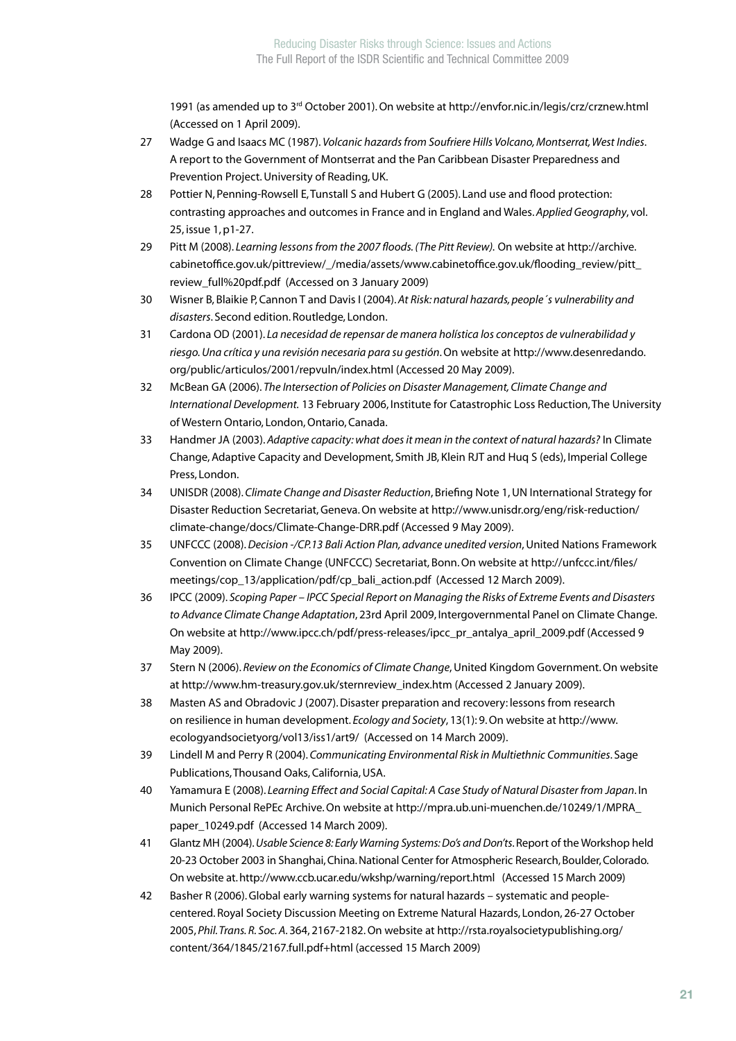1991 (as amended up to 3rd October 2001). On website at http://envfor.nic.in/legis/crz/crznew.html (Accessed on 1 April 2009).

27 Wadge G and Isaacs MC (1987). *Volcanic hazards from Soufriere Hills Volcano, Montserrat, West Indies*. A report to the Government of Montserrat and the Pan Caribbean Disaster Preparedness and Prevention Project. University of Reading, UK.

28 Pottier N, Penning-Rowsell E, Tunstall S and Hubert G (2005). Land use and flood protection: contrasting approaches and outcomes in France and in England and Wales. *Applied Geography*, vol. 25, issue 1, p1-27.

29 Pitt M (2008). *Learning lessons from the 2007 floods. (The Pitt Review).* On website at http://archive.cabinetoffice.gov.uk/pittreview/_/media/assets/www.cabinetoffice.gov.uk/flooding_review/pitt_review_full%20pdf.pdf (Accessed on 3 January 2009)

30 Wisner B, Blaikie P, Cannon T and Davis I (2004). *At Risk: natural hazards, people´s vulnerability and disasters*. Second edition. Routledge, London.

31 Cardona OD (2001). *La necesidad de repensar de manera holística los conceptos de vulnerabilidad y riesgo. Una crítica y una revisión necesaria para su gestión*. On website at http://www.desenredando.org/public/articulos/2001/repvuln/index.html (Accessed 20 May 2009).

32 McBean GA (2006). *The Intersection of Policies on Disaster Management, Climate Change and International Development.* 13 February 2006, Institute for Catastrophic Loss Reduction, The University of Western Ontario, London, Ontario, Canada.

33 Handmer JA (2003). *Adaptive capacity: what does it mean in the context of natural hazards?* In Climate Change, Adaptive Capacity and Development, Smith JB, Klein RJT and Huq S (eds), Imperial College Press, London.

34 UNISDR (2008). *Climate Change and Disaster Reduction*, Briefing Note 1, UN International Strategy for Disaster Reduction Secretariat, Geneva. On website at http://www.unisdr.org/eng/risk-reduction/climate-change/docs/Climate-Change-DRR.pdf (Accessed 9 May 2009).

35 UNFCCC (2008). *Decision -/CP.13 Bali Action Plan, advance unedited version*, United Nations Framework Convention on Climate Change (UNFCCC) Secretariat, Bonn. On website at http://unfccc.int/files/meetings/cop_13/application/pdf/cp_bali_action.pdf (Accessed 12 March 2009).

36 IPCC (2009). *Scoping Paper – IPCC Special Report on Managing the Risks of Extreme Events and Disasters to Advance Climate Change Adaptation*, 23rd April 2009, Intergovernmental Panel on Climate Change. On website at http://www.ipcc.ch/pdf/press-releases/ipcc_pr_antalya_april_2009.pdf (Accessed 9 May 2009).

37 Stern N (2006). *Review on the Economics of Climate Change*, United Kingdom Government. On website at http://www.hm-treasury.gov.uk/sternreview_index.htm (Accessed 2 January 2009).

38 Masten AS and Obradovic J (2007). Disaster preparation and recovery: lessons from research on resilience in human development. *Ecology and Society*, 13(1): 9. On website at http://www.ecologyandsocietyorg/vol13/iss1/art9/ (Accessed on 14 March 2009).

39 Lindell M and Perry R (2004). *Communicating Environmental Risk in Multiethnic Communities*. Sage Publications, Thousand Oaks, California, USA.

40 Yamamura E (2008). *Learning Effect and Social Capital: A Case Study of Natural Disaster from Japan*. In Munich Personal RePEc Archive. On website at http://mpra.ub.uni-muenchen.de/10249/1/MPRA_paper_10249.pdf (Accessed 14 March 2009).

41 Glantz MH (2004). *Usable Science 8: Early Warning Systems: Do's and Don'ts*. Report of the Workshop held 20-23 October 2003 in Shanghai, China. National Center for Atmospheric Research, Boulder, Colorado. On website at. http://www.ccb.ucar.edu/wkshp/warning/report.html (Accessed 15 March 2009)

42 Basher R (2006). Global early warning systems for natural hazards – systematic and people-centered. Royal Society Discussion Meeting on Extreme Natural Hazards, London, 26-27 October 2005, *Phil. Trans. R. Soc. A*. 364, 2167-2182. On website at http://rsta.royalsocietypublishing.org/content/364/1845/2167.full.pdf+html (accessed 15 March 2009)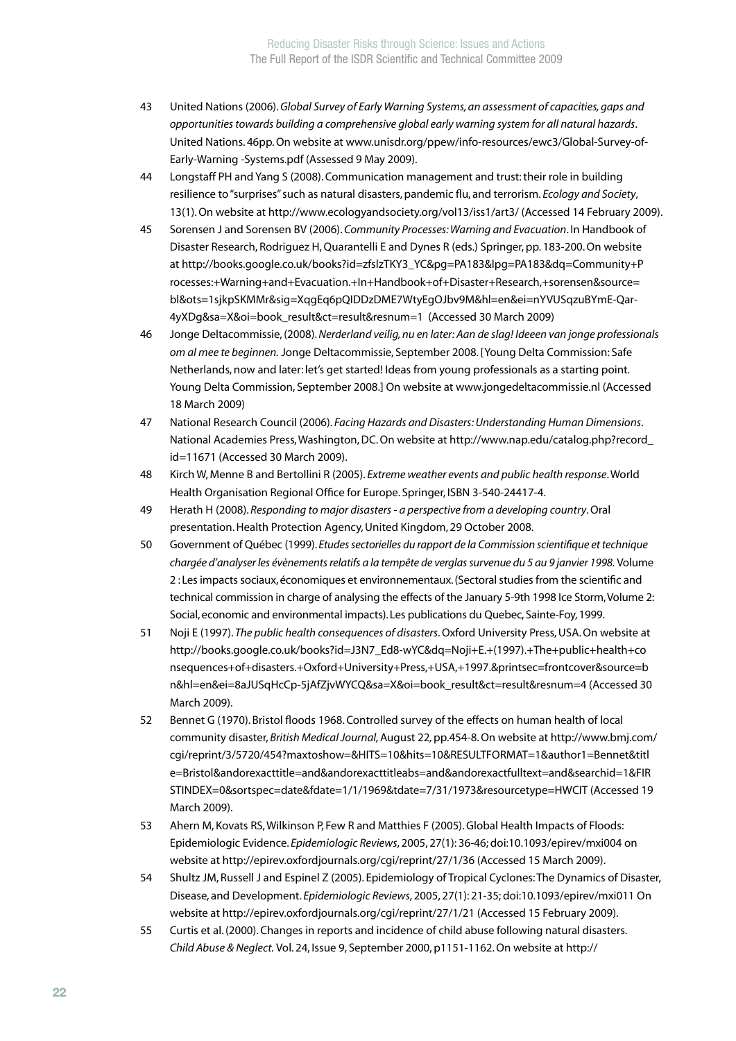43 United Nations (2006). *Global Survey of Early Warning Systems, an assessment of capacities, gaps and opportunities towards building a comprehensive global early warning system for all natural hazards*. United Nations. 46pp. On website at www.unisdr.org/ppew/info-resources/ewc3/Global-Survey-of-Early-Warning -Systems.pdf (Assessed 9 May 2009).

44 Longstaff PH and Yang S (2008). Communication management and trust: their role in building resilience to "surprises" such as natural disasters, pandemic flu, and terrorism. *Ecology and Society*, 13(1). On website at http://www.ecologyandsociety.org/vol13/iss1/art3/ (Accessed 14 February 2009).

45 Sorensen J and Sorensen BV (2006). *Community Processes: Warning and Evacuation*. In Handbook of Disaster Research, Rodriguez H, Quarantelli E and Dynes R (eds.) Springer, pp. 183-200. On website at http://books.google.co.uk/books?id=zfslzTKY3_YC&pg=PA183&lpg=PA183&dq=Community+Processes:+Warning+and+Evacuation.+In+Handbook+of+Disaster+Research,+sorensen&source=bl&ots=1sjkpSKMMr&sig=XqgEq6pQIDDzDME7WtyEgOJbv9M&hl=en&ei=nYVUSqzuBYmE-Qar-4yXDg&sa=X&oi=book_result&ct=result&resnum=1 (Accessed 30 March 2009)

46 Jonge Deltacommissie, (2008). *Nerderland veilig, nu en later: Aan de slag! Ideeen van jonge professionals om al mee te beginnen.* Jonge Deltacommissie, September 2008. [Young Delta Commission: Safe Netherlands, now and later: let's get started! Ideas from young professionals as a starting point. Young Delta Commission, September 2008.] On website at www.jongedeltacommissie.nl (Accessed 18 March 2009)

47 National Research Council (2006). *Facing Hazards and Disasters: Understanding Human Dimensions*. National Academies Press, Washington, DC. On website at http://www.nap.edu/catalog.php?record_id=11671 (Accessed 30 March 2009).

48 Kirch W, Menne B and Bertollini R (2005). *Extreme weather events and public health response*. World Health Organisation Regional Office for Europe. Springer, ISBN 3-540-24417-4.

49 Herath H (2008). *Responding to major disasters - a perspective from a developing country*. Oral presentation. Health Protection Agency, United Kingdom, 29 October 2008.

50 Government of Québec (1999). *Etudes sectorielles du rapport de la Commission scientifique et technique chargée d'analyser les évènements relatifs a la tempête de verglas survenue du 5 au 9 janvier 1998.* Volume 2 : Les impacts sociaux, économiques et environnementaux. (Sectoral studies from the scientific and technical commission in charge of analysing the effects of the January 5-9th 1998 Ice Storm, Volume 2: Social, economic and environmental impacts). Les publications du Quebec, Sainte-Foy, 1999.

51 Noji E (1997). *The public health consequences of disasters*. Oxford University Press, USA. On website at http://books.google.co.uk/books?id=J3N7_Ed8-wYC&dq=Noji+E.+(1997).+The+public+health+consequences+of+disasters.+Oxford+University+Press,+USA,+1997.&printsec=frontcover&source=bn&hl=en&ei=8aJUSqHcCp-5jAfZjvWYCQ&sa=X&oi=book_result&ct=result&resnum=4 (Accessed 30 March 2009).

52 Bennet G (1970). Bristol floods 1968. Controlled survey of the effects on human health of local community disaster, *British Medical Journal,* August 22, pp.454-8. On website at http://www.bmj.com/cgi/reprint/3/5720/454?maxtoshow=&HITS=10&hits=10&RESULTFORMAT=1&author1=Bennet&title=Bristol&andorexacttitle=and&andorexacttitleabs=and&andorexactfulltext=and&searchid=1&FIRSTINDEX=0&sortspec=date&fdate=1/1/1969&tdate=7/31/1973&resourcetype=HWCIT (Accessed 19 March 2009).

53 Ahern M, Kovats RS, Wilkinson P, Few R and Matthies F (2005). Global Health Impacts of Floods: Epidemiologic Evidence. *Epidemiologic Reviews*, 2005, 27(1): 36-46; doi:10.1093/epirev/mxi004 on website at http://epirev.oxfordjournals.org/cgi/reprint/27/1/36 (Accessed 15 March 2009).

54 Shultz JM, Russell J and Espinel Z (2005). Epidemiology of Tropical Cyclones: The Dynamics of Disaster, Disease, and Development. *Epidemiologic Reviews*, 2005, 27(1): 21-35; doi:10.1093/epirev/mxi011 On website at http://epirev.oxfordjournals.org/cgi/reprint/27/1/21 (Accessed 15 February 2009).

55 Curtis et al. (2000). Changes in reports and incidence of child abuse following natural disasters. *Child Abuse & Neglect*. Vol. 24, Issue 9, September 2000, p1151-1162. On website at http://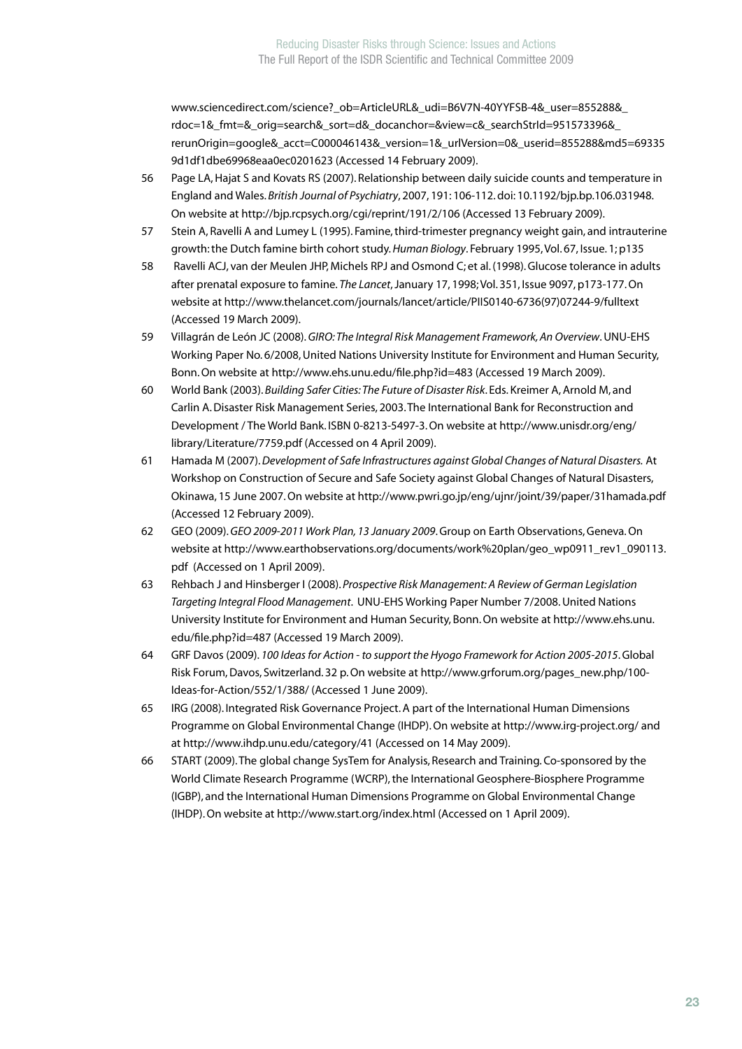www.sciencedirect.com/science?_ob=ArticleURL&_udi=B6V7N-40YYFSB-4&_user=855288&_rdoc=1&_fmt=&_orig=search&_sort=d&_docanchor=&view=c&_searchStrId=951573396&_rerunOrigin=google&_acct=C000046143&_version=1&_urlVersion=0&_userid=855288&md5=693359d1df1dbe69968eaa0ec0201623 (Accessed 14 February 2009).

56 Page LA, Hajat S and Kovats RS (2007). Relationship between daily suicide counts and temperature in England and Wales. *British Journal of Psychiatry*, 2007, 191: 106-112. doi: 10.1192/bjp.bp.106.031948. On website at http://bjp.rcpsych.org/cgi/reprint/191/2/106 (Accessed 13 February 2009).

57 Stein A, Ravelli A and Lumey L (1995). Famine, third-trimester pregnancy weight gain, and intrauterine growth: the Dutch famine birth cohort study. *Human Biology*. February 1995, Vol. 67, Issue. 1; p135

58 Ravelli ACJ, van der Meulen JHP, Michels RPJ and Osmond C; et al. (1998). Glucose tolerance in adults after prenatal exposure to famine. *The Lancet*, January 17, 1998; Vol. 351, Issue 9097, p173-177. On website at http://www.thelancet.com/journals/lancet/article/PIIS0140-6736(97)07244-9/fulltext (Accessed 19 March 2009).

59 Villagrán de León JC (2008). *GIRO: The Integral Risk Management Framework, An Overview*. UNU-EHS Working Paper No. 6/2008, United Nations University Institute for Environment and Human Security, Bonn. On website at http://www.ehs.unu.edu/file.php?id=483 (Accessed 19 March 2009).

60 World Bank (2003). *Building Safer Cities: The Future of Disaster Risk*. Eds. Kreimer A, Arnold M, and Carlin A. Disaster Risk Management Series, 2003. The International Bank for Reconstruction and Development / The World Bank. ISBN 0-8213-5497-3. On website at http://www.unisdr.org/eng/library/Literature/7759.pdf (Accessed on 4 April 2009).

61 Hamada M (2007). *Development of Safe Infrastructures against Global Changes of Natural Disasters.* At Workshop on Construction of Secure and Safe Society against Global Changes of Natural Disasters, Okinawa, 15 June 2007. On website at http://www.pwri.go.jp/eng/ujnr/joint/39/paper/31hamada.pdf (Accessed 12 February 2009).

62 GEO (2009). *GEO 2009-2011 Work Plan, 13 January 2009*. Group on Earth Observations, Geneva. On website at http://www.earthobservations.org/documents/work%20plan/geo_wp0911_rev1_090113.pdf (Accessed on 1 April 2009).

63 Rehbach J and Hinsberger I (2008). *Prospective Risk Management: A Review of German Legislation Targeting Integral Flood Management*. UNU-EHS Working Paper Number 7/2008. United Nations University Institute for Environment and Human Security, Bonn. On website at http://www.ehs.unu.edu/file.php?id=487 (Accessed 19 March 2009).

64 GRF Davos (2009). *100 Ideas for Action - to support the Hyogo Framework for Action 2005-2015*. Global Risk Forum, Davos, Switzerland. 32 p. On website at http://www.grforum.org/pages_new.php/100-Ideas-for-Action/552/1/388/ (Accessed 1 June 2009).

65 IRG (2008). Integrated Risk Governance Project. A part of the International Human Dimensions Programme on Global Environmental Change (IHDP). On website at http://www.irg-project.org/ and at http://www.ihdp.unu.edu/category/41 (Accessed on 14 May 2009).

66 START (2009). The global change SysTem for Analysis, Research and Training. Co-sponsored by the World Climate Research Programme (WCRP), the International Geosphere-Biosphere Programme (IGBP), and the International Human Dimensions Programme on Global Environmental Change (IHDP). On website at http://www.start.org/index.html (Accessed on 1 April 2009).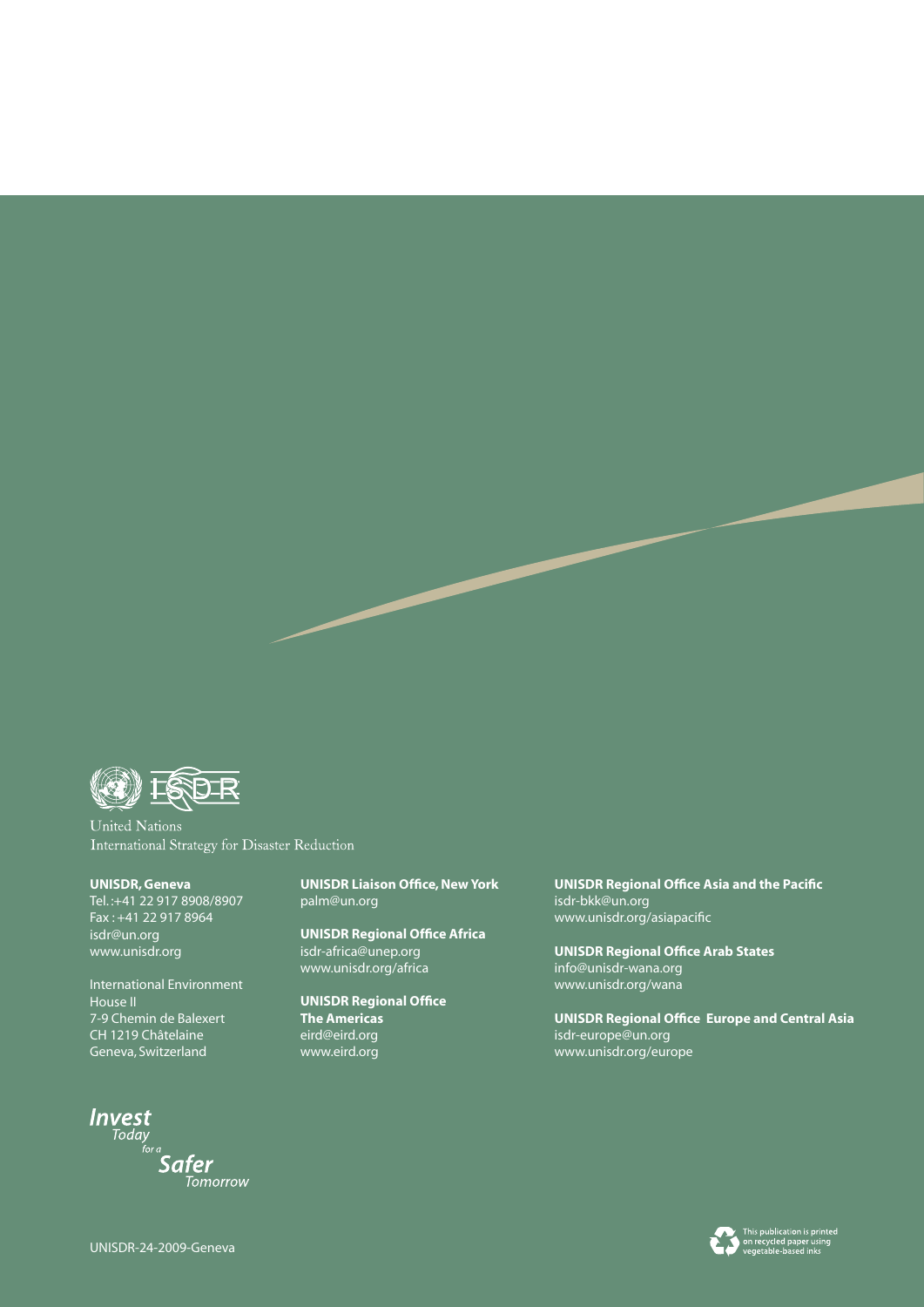United Nations
International Strategy for Disaster Reduction

**UNISDR, Geneva**
Tel. :+41 22 917 8908/8907
Fax : +41 22 917 8964
isdr@un.org
www.unisdr.org

International Environment House II
7-9 Chemin de Balexert
CH 1219 Châtelaine
Geneva, Switzerland

**UNISDR Liaison Office, New York**
palm@un.org

**UNISDR Regional Office Africa**
isdr-africa@unep.org
www.unisdr.org/africa

**UNISDR Regional Office The Americas**
eird@eird.org
www.eird.org

**UNISDR Regional Office Asia and the Pacific**
isdr-bkk@un.org
www.unisdr.org/asiapacific

**UNISDR Regional Office Arab States**
info@unisdr-wana.org
www.unisdr.org/wana

**UNISDR Regional Office Europe and Central Asia**
isdr-europe@un.org
www.unisdr.org/europe

*Invest Today for a Safer Tomorrow*

UNISDR-24-2009-Geneva

This publication is printed on recycled paper using vegetable-based inks